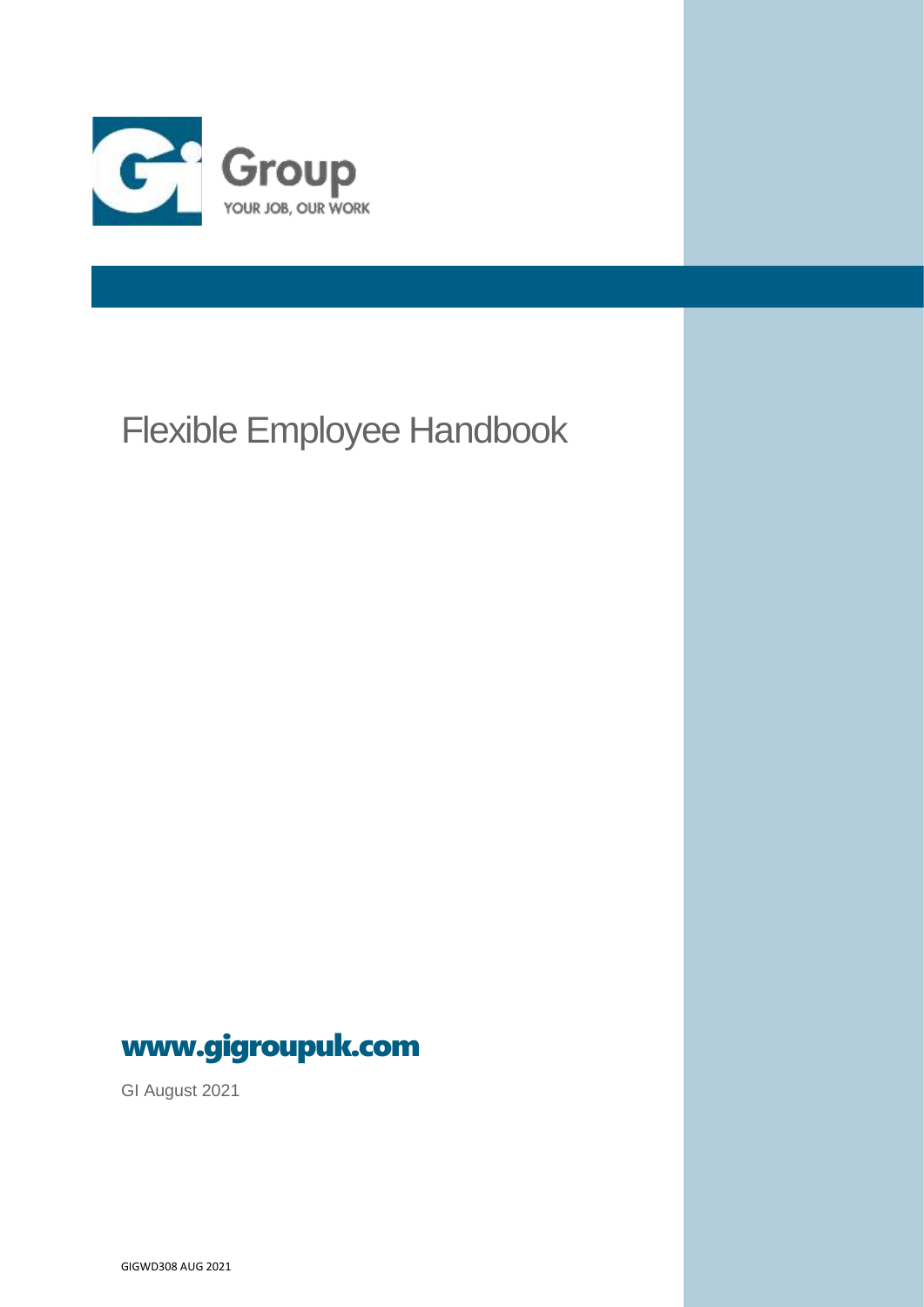Group

YOUR JOB, OUR WORK

# Flexible Employee Handbook

**www.gigroupuk.com**

GI August 2021

GIGWD308 AUG 2021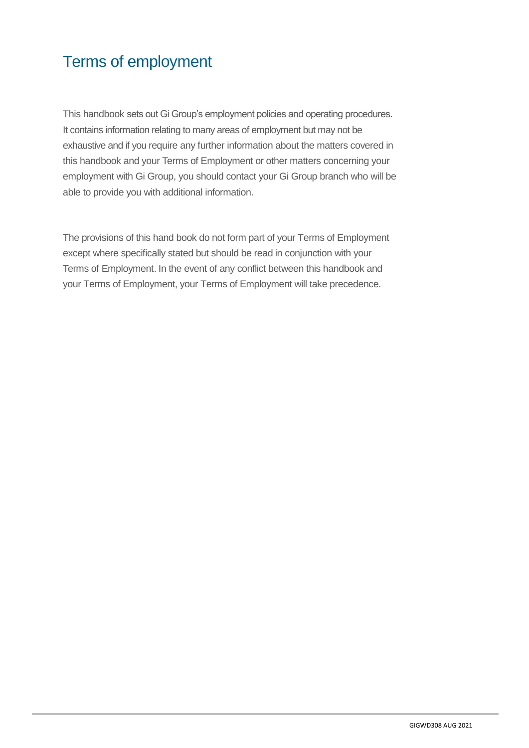# Terms of employment

This handbook sets out Gi Group's employment policies and operating procedures. It contains information relating to many areas of employment but may not be exhaustive and if you require any further information about the matters covered in this handbook and your Terms of Employment or other matters concerning your employment with Gi Group, you should contact your Gi Group branch who will be able to provide you with additional information.

The provisions of this hand book do not form part of your Terms of Employment except where specifically stated but should be read in conjunction with your Terms of Employment. In the event of any conflict between this handbook and your Terms of Employment, your Terms of Employment will take precedence.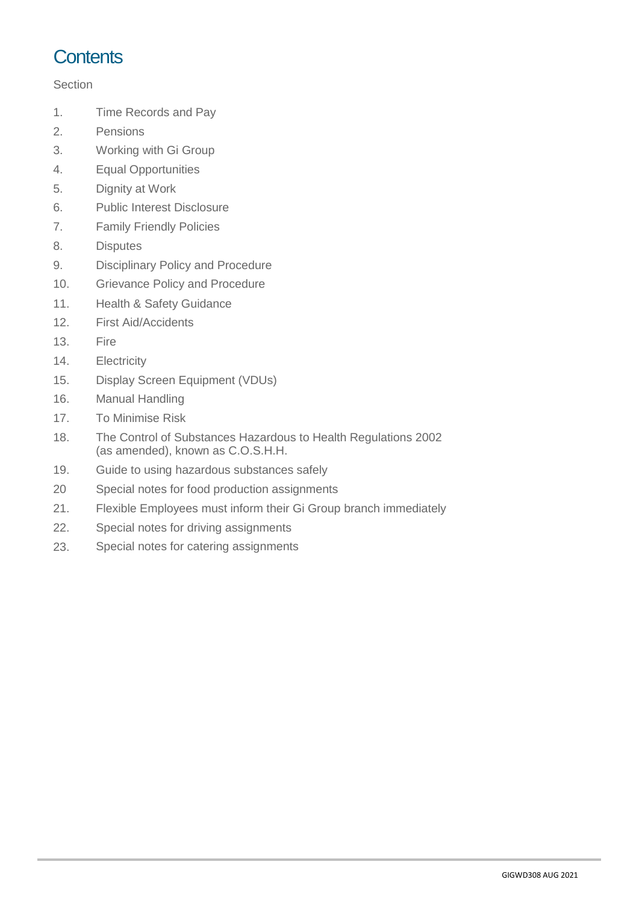# Contents

Section

1. Time Records and Pay
2. Pensions
3. Working with Gi Group
4. Equal Opportunities
5. Dignity at Work
6. Public Interest Disclosure
7. Family Friendly Policies
8. Disputes
9. Disciplinary Policy and Procedure
10. Grievance Policy and Procedure
11. Health & Safety Guidance
12. First Aid/Accidents
13. Fire
14. Electricity
15. Display Screen Equipment (VDUs)
16. Manual Handling
17. To Minimise Risk
18. The Control of Substances Hazardous to Health Regulations 2002 (as amended), known as C.O.S.H.H.
19. Guide to using hazardous substances safely
20. Special notes for food production assignments
21. Flexible Employees must inform their Gi Group branch immediately
22. Special notes for driving assignments
23. Special notes for catering assignments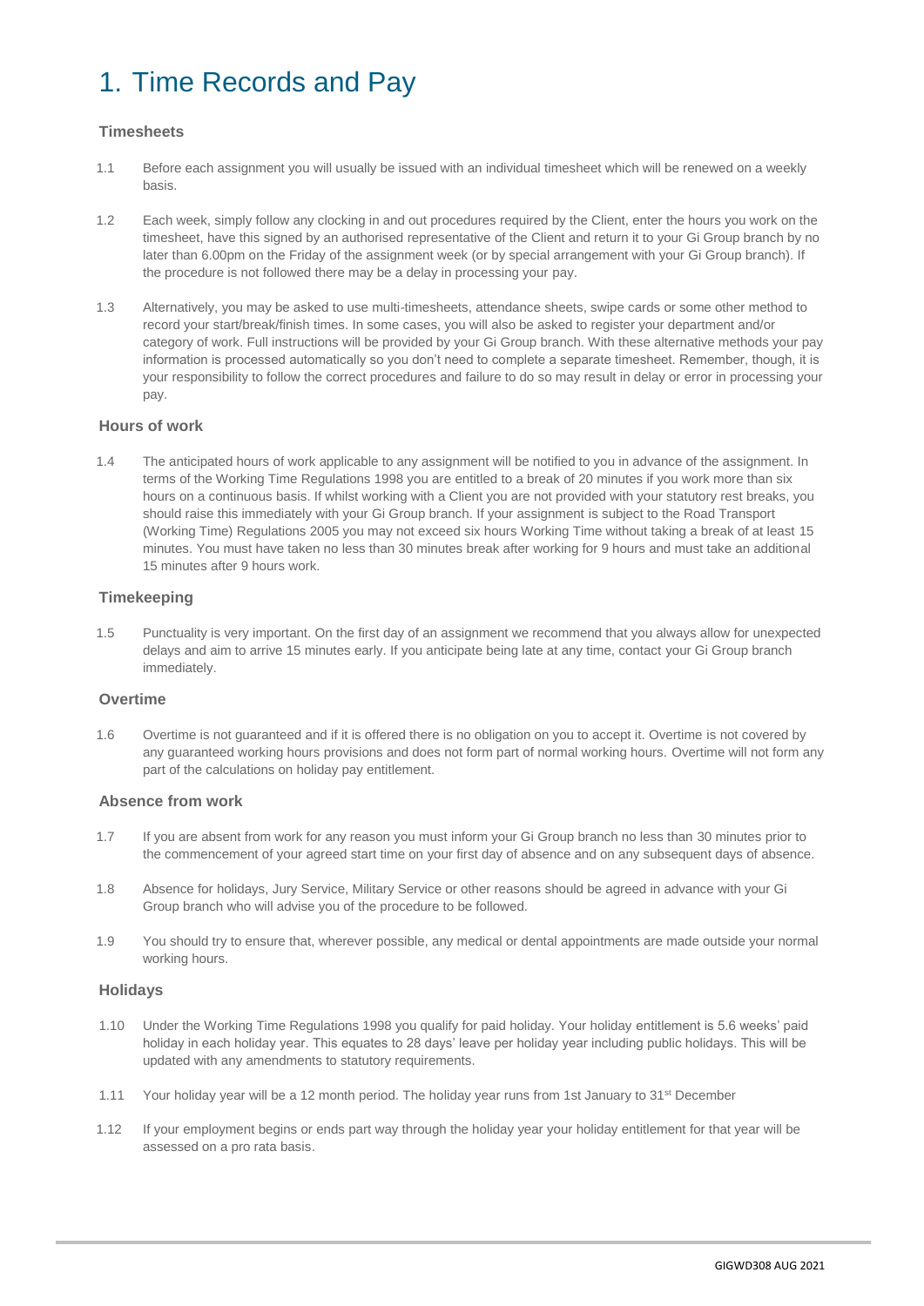# 1. Time Records and Pay

### Timesheets

1.1 Before each assignment you will usually be issued with an individual timesheet which will be renewed on a weekly basis.

1.2 Each week, simply follow any clocking in and out procedures required by the Client, enter the hours you work on the timesheet, have this signed by an authorised representative of the Client and return it to your Gi Group branch by no later than 6.00pm on the Friday of the assignment week (or by special arrangement with your Gi Group branch). If the procedure is not followed there may be a delay in processing your pay.

1.3 Alternatively, you may be asked to use multi-timesheets, attendance sheets, swipe cards or some other method to record your start/break/finish times. In some cases, you will also be asked to register your department and/or category of work. Full instructions will be provided by your Gi Group branch. With these alternative methods your pay information is processed automatically so you don't need to complete a separate timesheet. Remember, though, it is your responsibility to follow the correct procedures and failure to do so may result in delay or error in processing your pay.

### Hours of work

1.4 The anticipated hours of work applicable to any assignment will be notified to you in advance of the assignment. In terms of the Working Time Regulations 1998 you are entitled to a break of 20 minutes if you work more than six hours on a continuous basis. If whilst working with a Client you are not provided with your statutory rest breaks, you should raise this immediately with your Gi Group branch. If your assignment is subject to the Road Transport (Working Time) Regulations 2005 you may not exceed six hours Working Time without taking a break of at least 15 minutes. You must have taken no less than 30 minutes break after working for 9 hours and must take an additional 15 minutes after 9 hours work.

### Timekeeping

1.5 Punctuality is very important. On the first day of an assignment we recommend that you always allow for unexpected delays and aim to arrive 15 minutes early. If you anticipate being late at any time, contact your Gi Group branch immediately.

### Overtime

1.6 Overtime is not guaranteed and if it is offered there is no obligation on you to accept it. Overtime is not covered by any guaranteed working hours provisions and does not form part of normal working hours. Overtime will not form any part of the calculations on holiday pay entitlement.

### Absence from work

1.7 If you are absent from work for any reason you must inform your Gi Group branch no less than 30 minutes prior to the commencement of your agreed start time on your first day of absence and on any subsequent days of absence.

1.8 Absence for holidays, Jury Service, Military Service or other reasons should be agreed in advance with your Gi Group branch who will advise you of the procedure to be followed.

1.9 You should try to ensure that, wherever possible, any medical or dental appointments are made outside your normal working hours.

### Holidays

1.10 Under the Working Time Regulations 1998 you qualify for paid holiday. Your holiday entitlement is 5.6 weeks' paid holiday in each holiday year. This equates to 28 days' leave per holiday year including public holidays. This will be updated with any amendments to statutory requirements.

1.11 Your holiday year will be a 12 month period. The holiday year runs from 1st January to 31st December

1.12 If your employment begins or ends part way through the holiday year your holiday entitlement for that year will be assessed on a pro rata basis.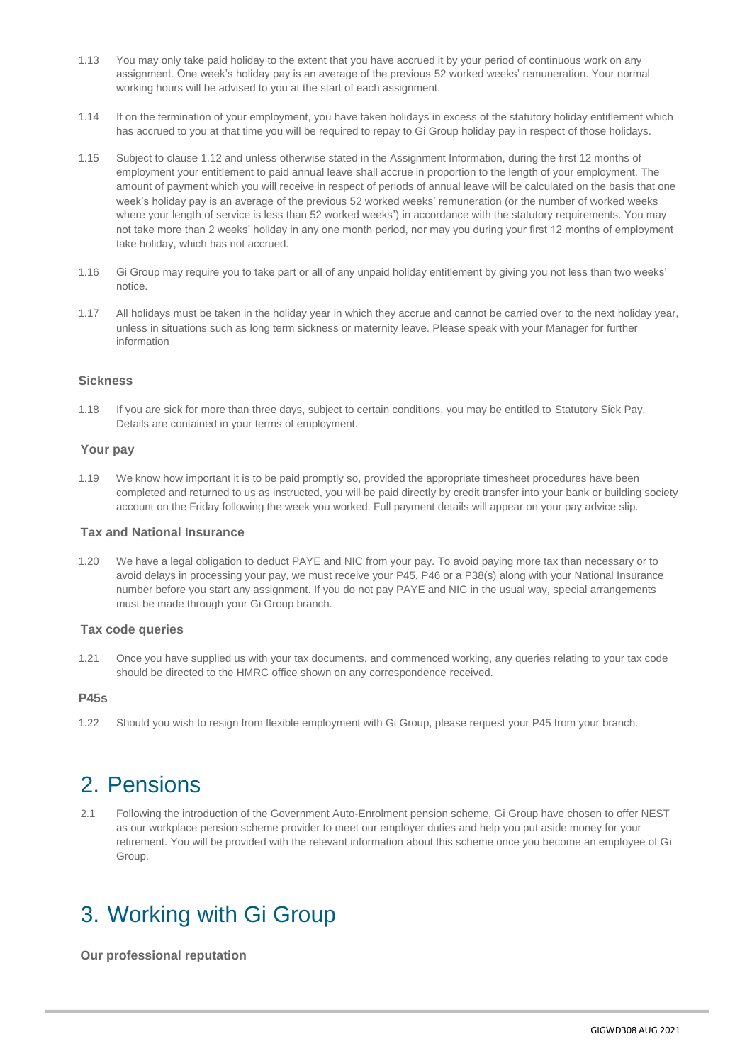1.13 You may only take paid holiday to the extent that you have accrued it by your period of continuous work on any assignment. One week's holiday pay is an average of the previous 52 worked weeks' remuneration. Your normal working hours will be advised to you at the start of each assignment.

1.14 If on the termination of your employment, you have taken holidays in excess of the statutory holiday entitlement which has accrued to you at that time you will be required to repay to Gi Group holiday pay in respect of those holidays.

1.15 Subject to clause 1.12 and unless otherwise stated in the Assignment Information, during the first 12 months of employment your entitlement to paid annual leave shall accrue in proportion to the length of your employment. The amount of payment which you will receive in respect of periods of annual leave will be calculated on the basis that one week's holiday pay is an average of the previous 52 worked weeks' remuneration (or the number of worked weeks where your length of service is less than 52 worked weeks') in accordance with the statutory requirements. You may not take more than 2 weeks' holiday in any one month period, nor may you during your first 12 months of employment take holiday, which has not accrued.

1.16 Gi Group may require you to take part or all of any unpaid holiday entitlement by giving you not less than two weeks' notice.

1.17 All holidays must be taken in the holiday year in which they accrue and cannot be carried over to the next holiday year, unless in situations such as long term sickness or maternity leave. Please speak with your Manager for further information

### Sickness

1.18 If you are sick for more than three days, subject to certain conditions, you may be entitled to Statutory Sick Pay. Details are contained in your terms of employment.

### Your pay

1.19 We know how important it is to be paid promptly so, provided the appropriate timesheet procedures have been completed and returned to us as instructed, you will be paid directly by credit transfer into your bank or building society account on the Friday following the week you worked. Full payment details will appear on your pay advice slip.

### Tax and National Insurance

1.20 We have a legal obligation to deduct PAYE and NIC from your pay. To avoid paying more tax than necessary or to avoid delays in processing your pay, we must receive your P45, P46 or a P38(s) along with your National Insurance number before you start any assignment. If you do not pay PAYE and NIC in the usual way, special arrangements must be made through your Gi Group branch.

### Tax code queries

1.21 Once you have supplied us with your tax documents, and commenced working, any queries relating to your tax code should be directed to the HMRC office shown on any correspondence received.

### P45s

1.22 Should you wish to resign from flexible employment with Gi Group, please request your P45 from your branch.

# 2. Pensions

2.1 Following the introduction of the Government Auto-Enrolment pension scheme, Gi Group have chosen to offer NEST as our workplace pension scheme provider to meet our employer duties and help you put aside money for your retirement. You will be provided with the relevant information about this scheme once you become an employee of Gi Group.

# 3. Working with Gi Group

### Our professional reputation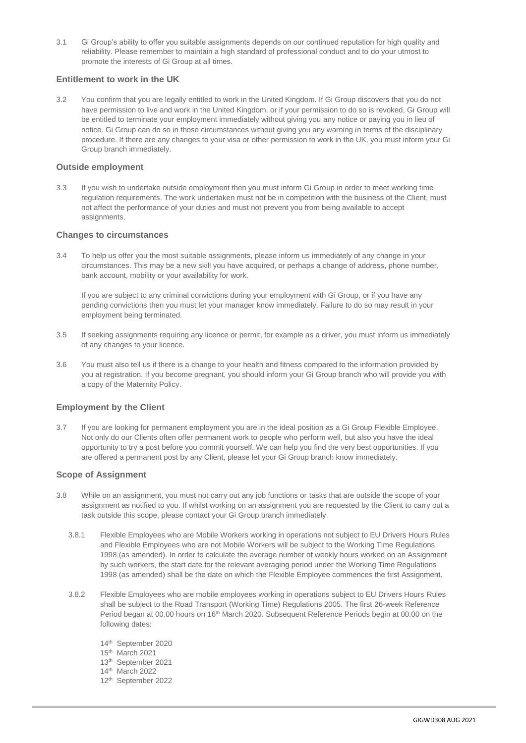3.1 Gi Group's ability to offer you suitable assignments depends on our continued reputation for high quality and reliability. Please remember to maintain a high standard of professional conduct and to do your utmost to promote the interests of Gi Group at all times.

### Entitlement to work in the UK

3.2 You confirm that you are legally entitled to work in the United Kingdom. If Gi Group discovers that you do not have permission to live and work in the United Kingdom, or if your permission to do so is revoked, Gi Group will be entitled to terminate your employment immediately without giving you any notice or paying you in lieu of notice. Gi Group can do so in those circumstances without giving you any warning in terms of the disciplinary procedure. If there are any changes to your visa or other permission to work in the UK, you must inform your Gi Group branch immediately.

### Outside employment

3.3 If you wish to undertake outside employment then you must inform Gi Group in order to meet working time regulation requirements. The work undertaken must not be in competition with the business of the Client, must not affect the performance of your duties and must not prevent you from being available to accept assignments.

### Changes to circumstances

3.4 To help us offer you the most suitable assignments, please inform us immediately of any change in your circumstances. This may be a new skill you have acquired, or perhaps a change of address, phone number, bank account, mobility or your availability for work.

If you are subject to any criminal convictions during your employment with Gi Group, or if you have any pending convictions then you must let your manager know immediately. Failure to do so may result in your employment being terminated.

3.5 If seeking assignments requiring any licence or permit, for example as a driver, you must inform us immediately of any changes to your licence.

3.6 You must also tell us if there is a change to your health and fitness compared to the information provided by you at registration. If you become pregnant, you should inform your Gi Group branch who will provide you with a copy of the Maternity Policy.

### Employment by the Client

3.7 If you are looking for permanent employment you are in the ideal position as a Gi Group Flexible Employee. Not only do our Clients often offer permanent work to people who perform well, but also you have the ideal opportunity to try a post before you commit yourself. We can help you find the very best opportunities. If you are offered a permanent post by any Client, please let your Gi Group branch know immediately.

### Scope of Assignment

3.8 While on an assignment, you must not carry out any job functions or tasks that are outside the scope of your assignment as notified to you. If whilst working on an assignment you are requested by the Client to carry out a task outside this scope, please contact your Gi Group branch immediately.

3.8.1 Flexible Employees who are Mobile Workers working in operations not subject to EU Drivers Hours Rules and Flexible Employees who are not Mobile Workers will be subject to the Working Time Regulations 1998 (as amended). In order to calculate the average number of weekly hours worked on an Assignment by such workers, the start date for the relevant averaging period under the Working Time Regulations 1998 (as amended) shall be the date on which the Flexible Employee commences the first Assignment.

3.8.2 Flexible Employees who are mobile employees working in operations subject to EU Drivers Hours Rules shall be subject to the Road Transport (Working Time) Regulations 2005. The first 26-week Reference Period began at 00.00 hours on 16th March 2020. Subsequent Reference Periods begin at 00.00 on the following dates:

14th September 2020
15th March 2021
13th September 2021
14th March 2022
12th September 2022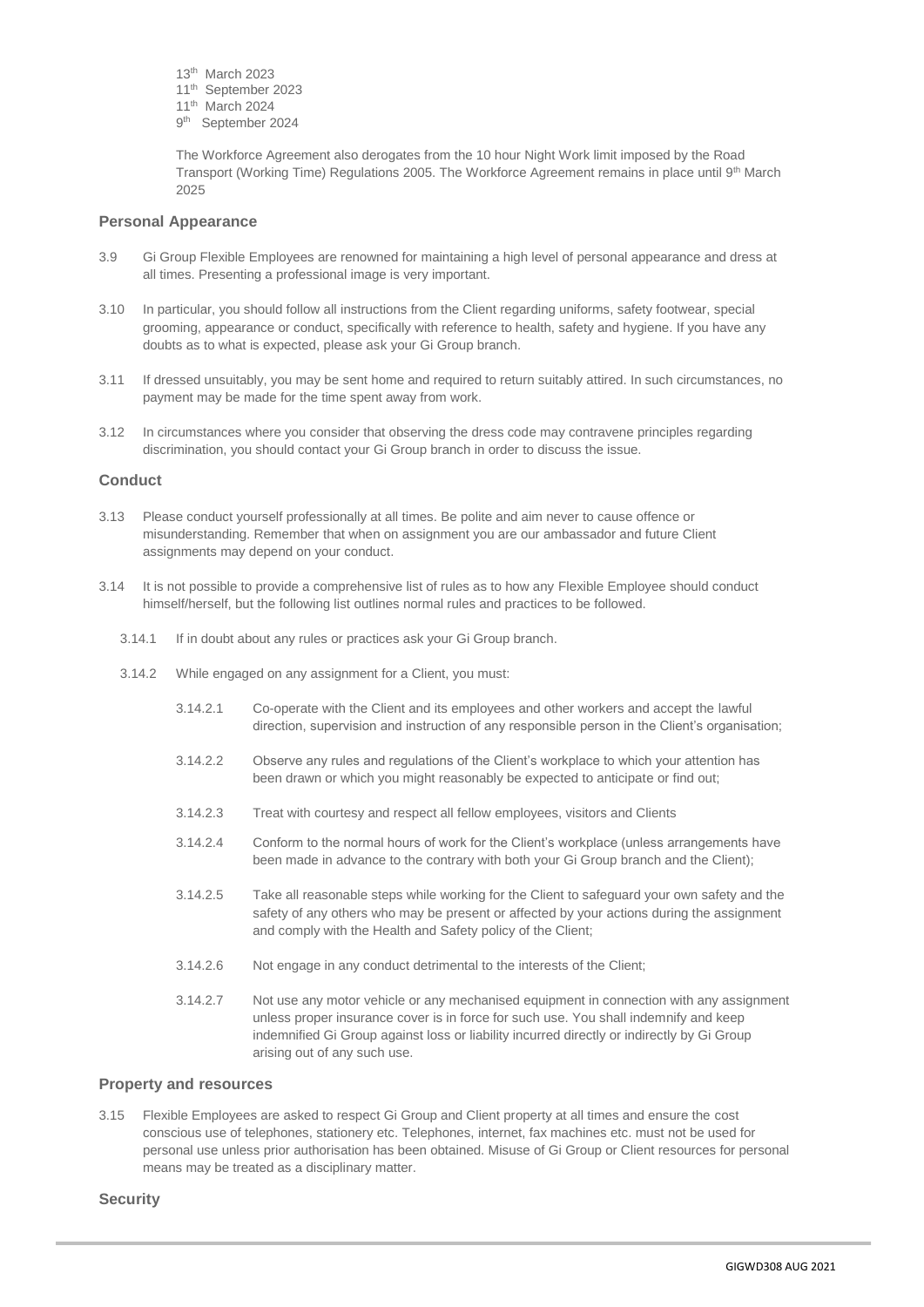13th March 2023
11th September 2023
11th March 2024
9th September 2024

The Workforce Agreement also derogates from the 10 hour Night Work limit imposed by the Road Transport (Working Time) Regulations 2005. The Workforce Agreement remains in place until 9th March 2025

## Personal Appearance

3.9 Gi Group Flexible Employees are renowned for maintaining a high level of personal appearance and dress at all times. Presenting a professional image is very important.

3.10 In particular, you should follow all instructions from the Client regarding uniforms, safety footwear, special grooming, appearance or conduct, specifically with reference to health, safety and hygiene. If you have any doubts as to what is expected, please ask your Gi Group branch.

3.11 If dressed unsuitably, you may be sent home and required to return suitably attired. In such circumstances, no payment may be made for the time spent away from work.

3.12 In circumstances where you consider that observing the dress code may contravene principles regarding discrimination, you should contact your Gi Group branch in order to discuss the issue.

## Conduct

3.13 Please conduct yourself professionally at all times. Be polite and aim never to cause offence or misunderstanding. Remember that when on assignment you are our ambassador and future Client assignments may depend on your conduct.

3.14 It is not possible to provide a comprehensive list of rules as to how any Flexible Employee should conduct himself/herself, but the following list outlines normal rules and practices to be followed.

3.14.1 If in doubt about any rules or practices ask your Gi Group branch.

3.14.2 While engaged on any assignment for a Client, you must:

3.14.2.1 Co-operate with the Client and its employees and other workers and accept the lawful direction, supervision and instruction of any responsible person in the Client's organisation;

3.14.2.2 Observe any rules and regulations of the Client's workplace to which your attention has been drawn or which you might reasonably be expected to anticipate or find out;

3.14.2.3 Treat with courtesy and respect all fellow employees, visitors and Clients

3.14.2.4 Conform to the normal hours of work for the Client's workplace (unless arrangements have been made in advance to the contrary with both your Gi Group branch and the Client);

3.14.2.5 Take all reasonable steps while working for the Client to safeguard your own safety and the safety of any others who may be present or affected by your actions during the assignment and comply with the Health and Safety policy of the Client;

3.14.2.6 Not engage in any conduct detrimental to the interests of the Client;

3.14.2.7 Not use any motor vehicle or any mechanised equipment in connection with any assignment unless proper insurance cover is in force for such use. You shall indemnify and keep indemnified Gi Group against loss or liability incurred directly or indirectly by Gi Group arising out of any such use.

## Property and resources

3.15 Flexible Employees are asked to respect Gi Group and Client property at all times and ensure the cost conscious use of telephones, stationery etc. Telephones, internet, fax machines etc. must not be used for personal use unless prior authorisation has been obtained. Misuse of Gi Group or Client resources for personal means may be treated as a disciplinary matter.

## Security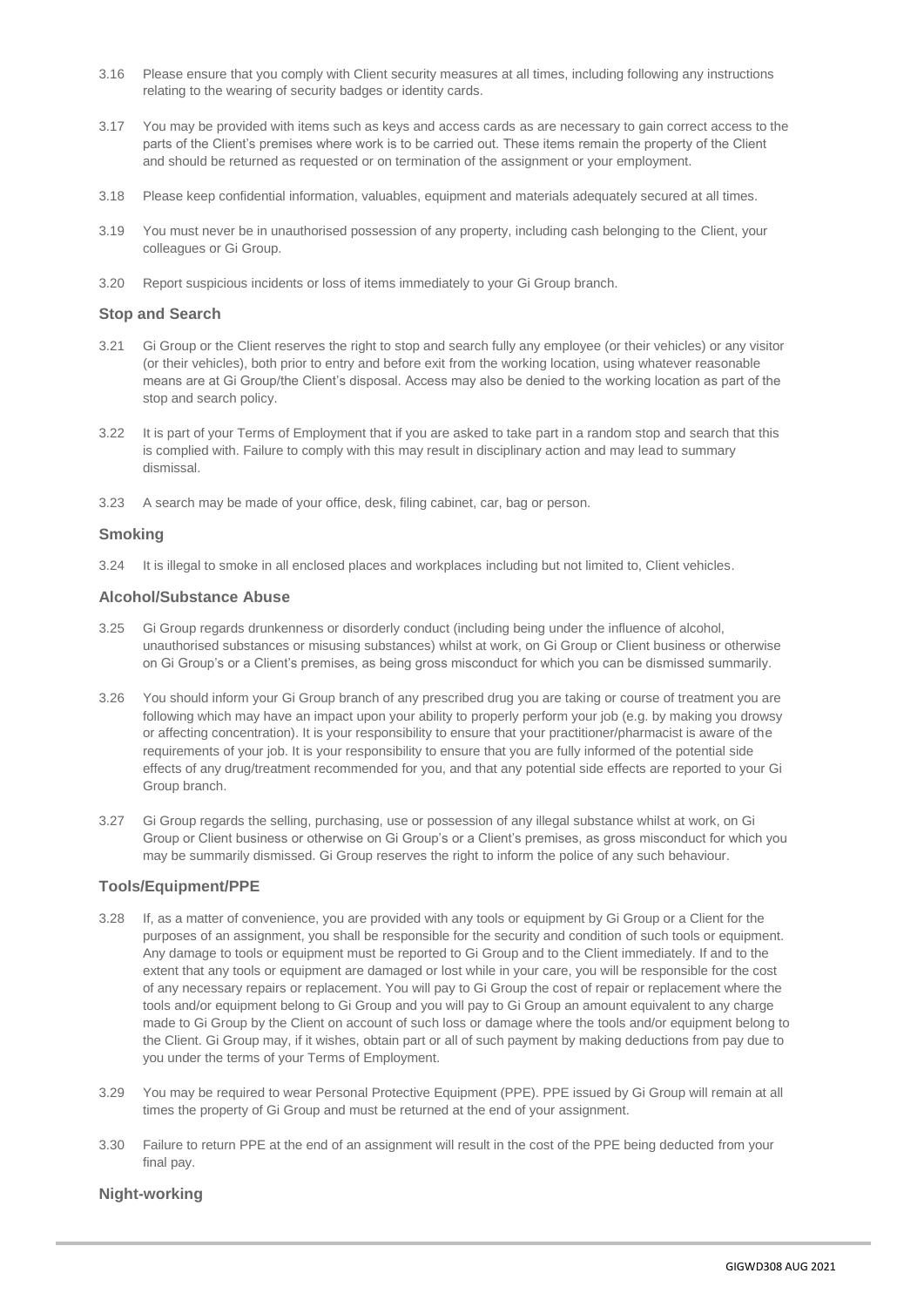3.16 Please ensure that you comply with Client security measures at all times, including following any instructions relating to the wearing of security badges or identity cards.

3.17 You may be provided with items such as keys and access cards as are necessary to gain correct access to the parts of the Client's premises where work is to be carried out. These items remain the property of the Client and should be returned as requested or on termination of the assignment or your employment.

3.18 Please keep confidential information, valuables, equipment and materials adequately secured at all times.

3.19 You must never be in unauthorised possession of any property, including cash belonging to the Client, your colleagues or Gi Group.

3.20 Report suspicious incidents or loss of items immediately to your Gi Group branch.

### Stop and Search

3.21 Gi Group or the Client reserves the right to stop and search fully any employee (or their vehicles) or any visitor (or their vehicles), both prior to entry and before exit from the working location, using whatever reasonable means are at Gi Group/the Client's disposal. Access may also be denied to the working location as part of the stop and search policy.

3.22 It is part of your Terms of Employment that if you are asked to take part in a random stop and search that this is complied with. Failure to comply with this may result in disciplinary action and may lead to summary dismissal.

3.23 A search may be made of your office, desk, filing cabinet, car, bag or person.

### Smoking

3.24 It is illegal to smoke in all enclosed places and workplaces including but not limited to, Client vehicles.

### Alcohol/Substance Abuse

3.25 Gi Group regards drunkenness or disorderly conduct (including being under the influence of alcohol, unauthorised substances or misusing substances) whilst at work, on Gi Group or Client business or otherwise on Gi Group's or a Client's premises, as being gross misconduct for which you can be dismissed summarily.

3.26 You should inform your Gi Group branch of any prescribed drug you are taking or course of treatment you are following which may have an impact upon your ability to properly perform your job (e.g. by making you drowsy or affecting concentration). It is your responsibility to ensure that your practitioner/pharmacist is aware of the requirements of your job. It is your responsibility to ensure that you are fully informed of the potential side effects of any drug/treatment recommended for you, and that any potential side effects are reported to your Gi Group branch.

3.27 Gi Group regards the selling, purchasing, use or possession of any illegal substance whilst at work, on Gi Group or Client business or otherwise on Gi Group's or a Client's premises, as gross misconduct for which you may be summarily dismissed. Gi Group reserves the right to inform the police of any such behaviour.

### Tools/Equipment/PPE

3.28 If, as a matter of convenience, you are provided with any tools or equipment by Gi Group or a Client for the purposes of an assignment, you shall be responsible for the security and condition of such tools or equipment. Any damage to tools or equipment must be reported to Gi Group and to the Client immediately. If and to the extent that any tools or equipment are damaged or lost while in your care, you will be responsible for the cost of any necessary repairs or replacement. You will pay to Gi Group the cost of repair or replacement where the tools and/or equipment belong to Gi Group and you will pay to Gi Group an amount equivalent to any charge made to Gi Group by the Client on account of such loss or damage where the tools and/or equipment belong to the Client. Gi Group may, if it wishes, obtain part or all of such payment by making deductions from pay due to you under the terms of your Terms of Employment.

3.29 You may be required to wear Personal Protective Equipment (PPE). PPE issued by Gi Group will remain at all times the property of Gi Group and must be returned at the end of your assignment.

3.30 Failure to return PPE at the end of an assignment will result in the cost of the PPE being deducted from your final pay.

### Night-working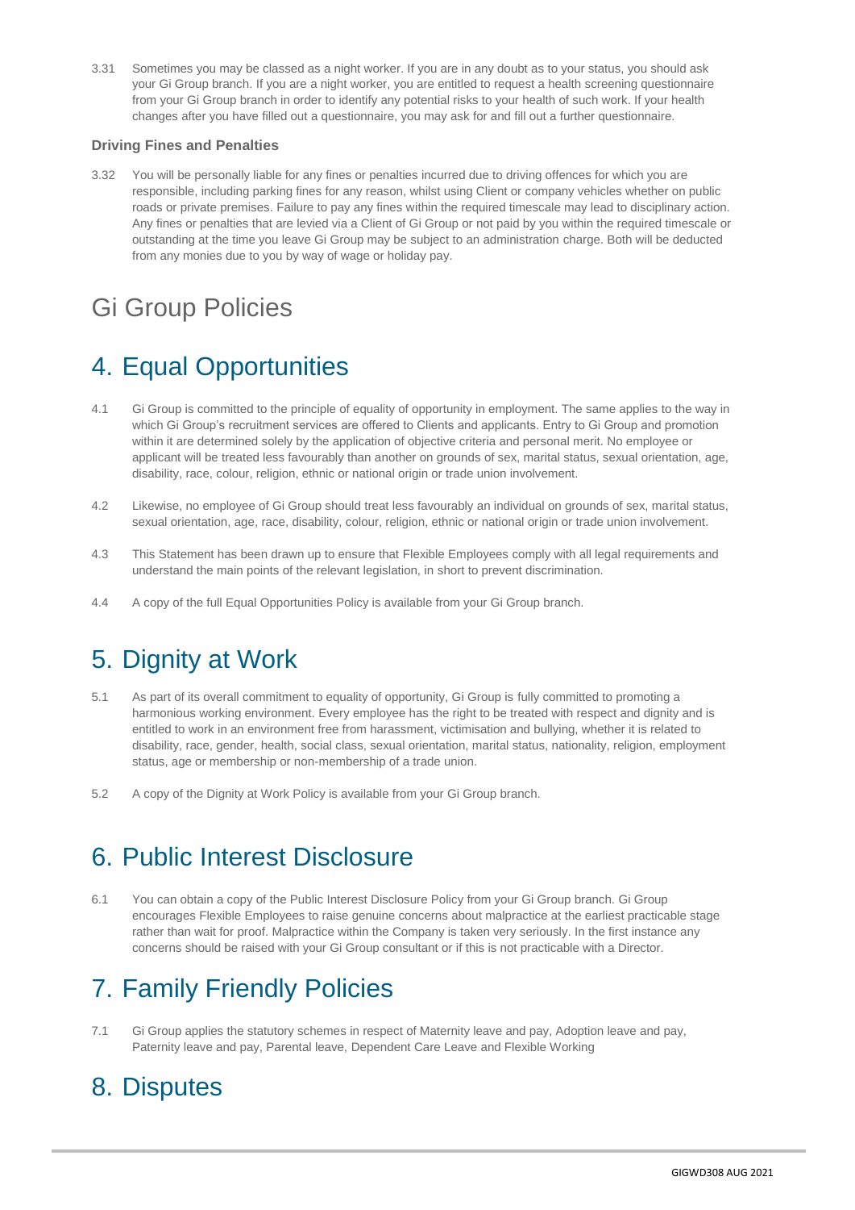3.31 Sometimes you may be classed as a night worker. If you are in any doubt as to your status, you should ask your Gi Group branch. If you are a night worker, you are entitled to request a health screening questionnaire from your Gi Group branch in order to identify any potential risks to your health of such work. If your health changes after you have filled out a questionnaire, you may ask for and fill out a further questionnaire.

**Driving Fines and Penalties**

3.32 You will be personally liable for any fines or penalties incurred due to driving offences for which you are responsible, including parking fines for any reason, whilst using Client or company vehicles whether on public roads or private premises. Failure to pay any fines within the required timescale may lead to disciplinary action. Any fines or penalties that are levied via a Client of Gi Group or not paid by you within the required timescale or outstanding at the time you leave Gi Group may be subject to an administration charge. Both will be deducted from any monies due to you by way of wage or holiday pay.

# Gi Group Policies

## 4. Equal Opportunities

4.1 Gi Group is committed to the principle of equality of opportunity in employment. The same applies to the way in which Gi Group's recruitment services are offered to Clients and applicants. Entry to Gi Group and promotion within it are determined solely by the application of objective criteria and personal merit. No employee or applicant will be treated less favourably than another on grounds of sex, marital status, sexual orientation, age, disability, race, colour, religion, ethnic or national origin or trade union involvement.

4.2 Likewise, no employee of Gi Group should treat less favourably an individual on grounds of sex, marital status, sexual orientation, age, race, disability, colour, religion, ethnic or national origin or trade union involvement.

4.3 This Statement has been drawn up to ensure that Flexible Employees comply with all legal requirements and understand the main points of the relevant legislation, in short to prevent discrimination.

4.4 A copy of the full Equal Opportunities Policy is available from your Gi Group branch.

## 5. Dignity at Work

5.1 As part of its overall commitment to equality of opportunity, Gi Group is fully committed to promoting a harmonious working environment. Every employee has the right to be treated with respect and dignity and is entitled to work in an environment free from harassment, victimisation and bullying, whether it is related to disability, race, gender, health, social class, sexual orientation, marital status, nationality, religion, employment status, age or membership or non-membership of a trade union.

5.2 A copy of the Dignity at Work Policy is available from your Gi Group branch.

## 6. Public Interest Disclosure

6.1 You can obtain a copy of the Public Interest Disclosure Policy from your Gi Group branch. Gi Group encourages Flexible Employees to raise genuine concerns about malpractice at the earliest practicable stage rather than wait for proof. Malpractice within the Company is taken very seriously. In the first instance any concerns should be raised with your Gi Group consultant or if this is not practicable with a Director.

## 7. Family Friendly Policies

7.1 Gi Group applies the statutory schemes in respect of Maternity leave and pay, Adoption leave and pay, Paternity leave and pay, Parental leave, Dependent Care Leave and Flexible Working

## 8. Disputes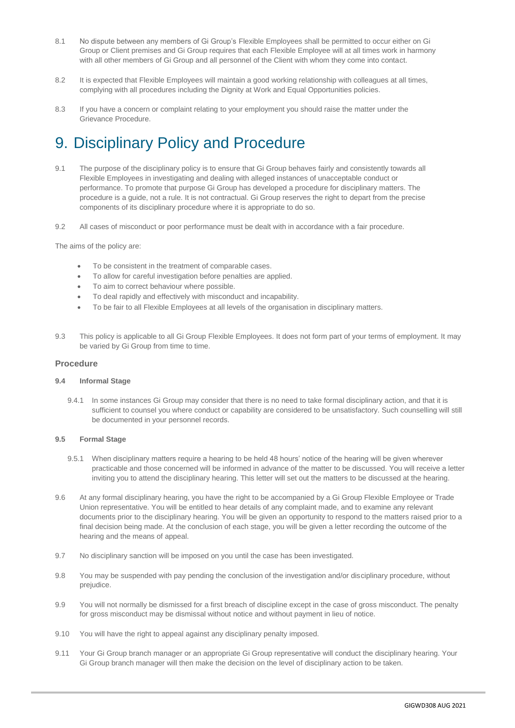8.1 No dispute between any members of Gi Group's Flexible Employees shall be permitted to occur either on Gi Group or Client premises and Gi Group requires that each Flexible Employee will at all times work in harmony with all other members of Gi Group and all personnel of the Client with whom they come into contact.

8.2 It is expected that Flexible Employees will maintain a good working relationship with colleagues at all times, complying with all procedures including the Dignity at Work and Equal Opportunities policies.

8.3 If you have a concern or complaint relating to your employment you should raise the matter under the Grievance Procedure.

# 9. Disciplinary Policy and Procedure

9.1 The purpose of the disciplinary policy is to ensure that Gi Group behaves fairly and consistently towards all Flexible Employees in investigating and dealing with alleged instances of unacceptable conduct or performance. To promote that purpose Gi Group has developed a procedure for disciplinary matters. The procedure is a guide, not a rule. It is not contractual. Gi Group reserves the right to depart from the precise components of its disciplinary procedure where it is appropriate to do so.

9.2 All cases of misconduct or poor performance must be dealt with in accordance with a fair procedure.

The aims of the policy are:

- To be consistent in the treatment of comparable cases.
- To allow for careful investigation before penalties are applied.
- To aim to correct behaviour where possible.
- To deal rapidly and effectively with misconduct and incapability.
- To be fair to all Flexible Employees at all levels of the organisation in disciplinary matters.

9.3 This policy is applicable to all Gi Group Flexible Employees. It does not form part of your terms of employment. It may be varied by Gi Group from time to time.

### Procedure

**9.4 Informal Stage**

9.4.1 In some instances Gi Group may consider that there is no need to take formal disciplinary action, and that it is sufficient to counsel you where conduct or capability are considered to be unsatisfactory. Such counselling will still be documented in your personnel records.

**9.5 Formal Stage**

9.5.1 When disciplinary matters require a hearing to be held 48 hours' notice of the hearing will be given wherever practicable and those concerned will be informed in advance of the matter to be discussed. You will receive a letter inviting you to attend the disciplinary hearing. This letter will set out the matters to be discussed at the hearing.

9.6 At any formal disciplinary hearing, you have the right to be accompanied by a Gi Group Flexible Employee or Trade Union representative. You will be entitled to hear details of any complaint made, and to examine any relevant documents prior to the disciplinary hearing. You will be given an opportunity to respond to the matters raised prior to a final decision being made. At the conclusion of each stage, you will be given a letter recording the outcome of the hearing and the means of appeal.

9.7 No disciplinary sanction will be imposed on you until the case has been investigated.

9.8 You may be suspended with pay pending the conclusion of the investigation and/or disciplinary procedure, without prejudice.

9.9 You will not normally be dismissed for a first breach of discipline except in the case of gross misconduct. The penalty for gross misconduct may be dismissal without notice and without payment in lieu of notice.

9.10 You will have the right to appeal against any disciplinary penalty imposed.

9.11 Your Gi Group branch manager or an appropriate Gi Group representative will conduct the disciplinary hearing. Your Gi Group branch manager will then make the decision on the level of disciplinary action to be taken.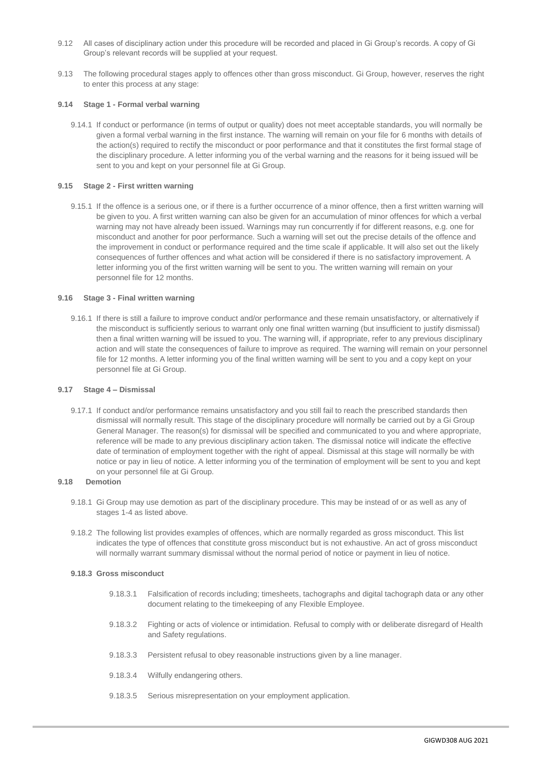9.12 All cases of disciplinary action under this procedure will be recorded and placed in Gi Group's records. A copy of Gi Group's relevant records will be supplied at your request.

9.13 The following procedural stages apply to offences other than gross misconduct. Gi Group, however, reserves the right to enter this process at any stage:

**9.14 Stage 1 - Formal verbal warning**

9.14.1 If conduct or performance (in terms of output or quality) does not meet acceptable standards, you will normally be given a formal verbal warning in the first instance. The warning will remain on your file for 6 months with details of the action(s) required to rectify the misconduct or poor performance and that it constitutes the first formal stage of the disciplinary procedure. A letter informing you of the verbal warning and the reasons for it being issued will be sent to you and kept on your personnel file at Gi Group.

**9.15 Stage 2 - First written warning**

9.15.1 If the offence is a serious one, or if there is a further occurrence of a minor offence, then a first written warning will be given to you. A first written warning can also be given for an accumulation of minor offences for which a verbal warning may not have already been issued. Warnings may run concurrently if for different reasons, e.g. one for misconduct and another for poor performance. Such a warning will set out the precise details of the offence and the improvement in conduct or performance required and the time scale if applicable. It will also set out the likely consequences of further offences and what action will be considered if there is no satisfactory improvement. A letter informing you of the first written warning will be sent to you. The written warning will remain on your personnel file for 12 months.

**9.16 Stage 3 - Final written warning**

9.16.1 If there is still a failure to improve conduct and/or performance and these remain unsatisfactory, or alternatively if the misconduct is sufficiently serious to warrant only one final written warning (but insufficient to justify dismissal) then a final written warning will be issued to you. The warning will, if appropriate, refer to any previous disciplinary action and will state the consequences of failure to improve as required. The warning will remain on your personnel file for 12 months. A letter informing you of the final written warning will be sent to you and a copy kept on your personnel file at Gi Group.

**9.17 Stage 4 – Dismissal**

9.17.1 If conduct and/or performance remains unsatisfactory and you still fail to reach the prescribed standards then dismissal will normally result. This stage of the disciplinary procedure will normally be carried out by a Gi Group General Manager. The reason(s) for dismissal will be specified and communicated to you and where appropriate, reference will be made to any previous disciplinary action taken. The dismissal notice will indicate the effective date of termination of employment together with the right of appeal. Dismissal at this stage will normally be with notice or pay in lieu of notice. A letter informing you of the termination of employment will be sent to you and kept on your personnel file at Gi Group.

**9.18 Demotion**

9.18.1 Gi Group may use demotion as part of the disciplinary procedure. This may be instead of or as well as any of stages 1-4 as listed above.

9.18.2 The following list provides examples of offences, which are normally regarded as gross misconduct. This list indicates the type of offences that constitute gross misconduct but is not exhaustive. An act of gross misconduct will normally warrant summary dismissal without the normal period of notice or payment in lieu of notice.

**9.18.3 Gross misconduct**

9.18.3.1 Falsification of records including; timesheets, tachographs and digital tachograph data or any other document relating to the timekeeping of any Flexible Employee.

9.18.3.2 Fighting or acts of violence or intimidation. Refusal to comply with or deliberate disregard of Health and Safety regulations.

9.18.3.3 Persistent refusal to obey reasonable instructions given by a line manager.

9.18.3.4 Wilfully endangering others.

9.18.3.5 Serious misrepresentation on your employment application.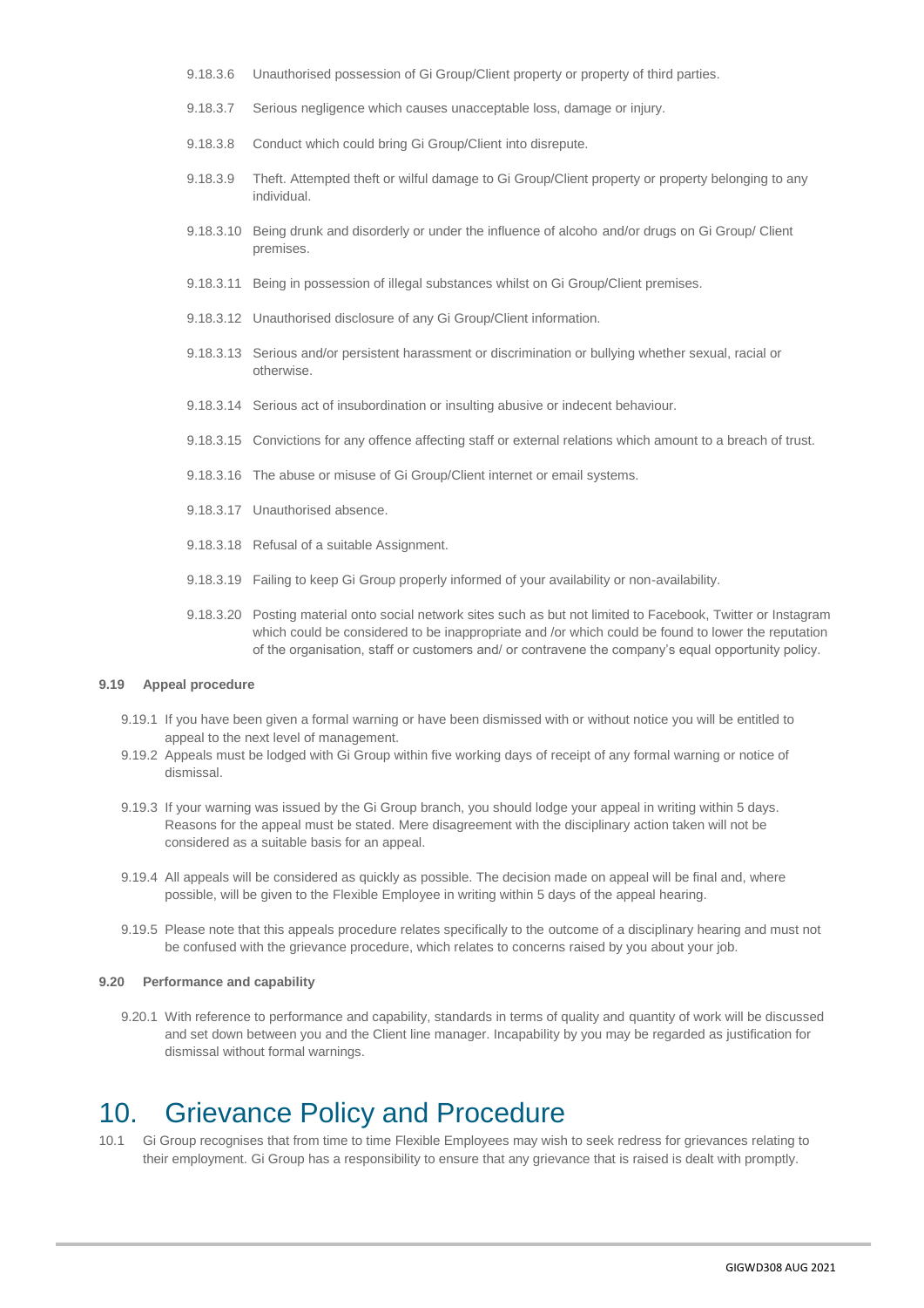9.18.3.6 Unauthorised possession of Gi Group/Client property or property of third parties.

9.18.3.7 Serious negligence which causes unacceptable loss, damage or injury.

9.18.3.8 Conduct which could bring Gi Group/Client into disrepute.

9.18.3.9 Theft. Attempted theft or wilful damage to Gi Group/Client property or property belonging to any individual.

9.18.3.10 Being drunk and disorderly or under the influence of alcoho and/or drugs on Gi Group/ Client premises.

9.18.3.11 Being in possession of illegal substances whilst on Gi Group/Client premises.

9.18.3.12 Unauthorised disclosure of any Gi Group/Client information.

9.18.3.13 Serious and/or persistent harassment or discrimination or bullying whether sexual, racial or otherwise.

9.18.3.14 Serious act of insubordination or insulting abusive or indecent behaviour.

9.18.3.15 Convictions for any offence affecting staff or external relations which amount to a breach of trust.

9.18.3.16 The abuse or misuse of Gi Group/Client internet or email systems.

9.18.3.17 Unauthorised absence.

9.18.3.18 Refusal of a suitable Assignment.

9.18.3.19 Failing to keep Gi Group properly informed of your availability or non-availability.

9.18.3.20 Posting material onto social network sites such as but not limited to Facebook, Twitter or Instagram which could be considered to be inappropriate and /or which could be found to lower the reputation of the organisation, staff or customers and/ or contravene the company's equal opportunity policy.

**9.19 Appeal procedure**

9.19.1 If you have been given a formal warning or have been dismissed with or without notice you will be entitled to appeal to the next level of management.

9.19.2 Appeals must be lodged with Gi Group within five working days of receipt of any formal warning or notice of dismissal.

9.19.3 If your warning was issued by the Gi Group branch, you should lodge your appeal in writing within 5 days. Reasons for the appeal must be stated. Mere disagreement with the disciplinary action taken will not be considered as a suitable basis for an appeal.

9.19.4 All appeals will be considered as quickly as possible. The decision made on appeal will be final and, where possible, will be given to the Flexible Employee in writing within 5 days of the appeal hearing.

9.19.5 Please note that this appeals procedure relates specifically to the outcome of a disciplinary hearing and must not be confused with the grievance procedure, which relates to concerns raised by you about your job.

**9.20 Performance and capability**

9.20.1 With reference to performance and capability, standards in terms of quality and quantity of work will be discussed and set down between you and the Client line manager. Incapability by you may be regarded as justification for dismissal without formal warnings.

# 10. Grievance Policy and Procedure

10.1 Gi Group recognises that from time to time Flexible Employees may wish to seek redress for grievances relating to their employment. Gi Group has a responsibility to ensure that any grievance that is raised is dealt with promptly.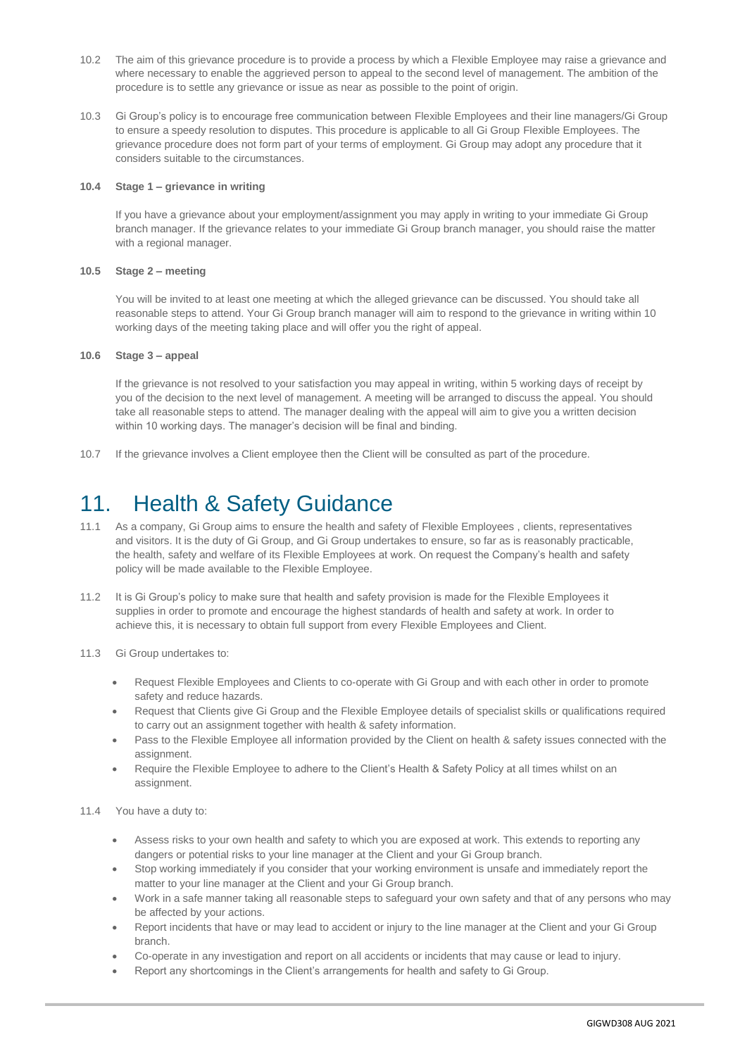10.2 The aim of this grievance procedure is to provide a process by which a Flexible Employee may raise a grievance and where necessary to enable the aggrieved person to appeal to the second level of management. The ambition of the procedure is to settle any grievance or issue as near as possible to the point of origin.

10.3 Gi Group's policy is to encourage free communication between Flexible Employees and their line managers/Gi Group to ensure a speedy resolution to disputes. This procedure is applicable to all Gi Group Flexible Employees. The grievance procedure does not form part of your terms of employment. Gi Group may adopt any procedure that it considers suitable to the circumstances.

**10.4 Stage 1 – grievance in writing**

If you have a grievance about your employment/assignment you may apply in writing to your immediate Gi Group branch manager. If the grievance relates to your immediate Gi Group branch manager, you should raise the matter with a regional manager.

**10.5 Stage 2 – meeting**

You will be invited to at least one meeting at which the alleged grievance can be discussed. You should take all reasonable steps to attend. Your Gi Group branch manager will aim to respond to the grievance in writing within 10 working days of the meeting taking place and will offer you the right of appeal.

**10.6 Stage 3 – appeal**

If the grievance is not resolved to your satisfaction you may appeal in writing, within 5 working days of receipt by you of the decision to the next level of management. A meeting will be arranged to discuss the appeal. You should take all reasonable steps to attend. The manager dealing with the appeal will aim to give you a written decision within 10 working days. The manager's decision will be final and binding.

10.7 If the grievance involves a Client employee then the Client will be consulted as part of the procedure.

# 11. Health & Safety Guidance

11.1 As a company, Gi Group aims to ensure the health and safety of Flexible Employees , clients, representatives and visitors. It is the duty of Gi Group, and Gi Group undertakes to ensure, so far as is reasonably practicable, the health, safety and welfare of its Flexible Employees at work. On request the Company's health and safety policy will be made available to the Flexible Employee.

11.2 It is Gi Group's policy to make sure that health and safety provision is made for the Flexible Employees it supplies in order to promote and encourage the highest standards of health and safety at work. In order to achieve this, it is necessary to obtain full support from every Flexible Employees and Client.

11.3 Gi Group undertakes to:

- Request Flexible Employees and Clients to co-operate with Gi Group and with each other in order to promote safety and reduce hazards.
- Request that Clients give Gi Group and the Flexible Employee details of specialist skills or qualifications required to carry out an assignment together with health & safety information.
- Pass to the Flexible Employee all information provided by the Client on health & safety issues connected with the assignment.
- Require the Flexible Employee to adhere to the Client's Health & Safety Policy at all times whilst on an assignment.

11.4 You have a duty to:

- Assess risks to your own health and safety to which you are exposed at work. This extends to reporting any dangers or potential risks to your line manager at the Client and your Gi Group branch.
- Stop working immediately if you consider that your working environment is unsafe and immediately report the matter to your line manager at the Client and your Gi Group branch.
- Work in a safe manner taking all reasonable steps to safeguard your own safety and that of any persons who may be affected by your actions.
- Report incidents that have or may lead to accident or injury to the line manager at the Client and your Gi Group branch.
- Co-operate in any investigation and report on all accidents or incidents that may cause or lead to injury.
- Report any shortcomings in the Client's arrangements for health and safety to Gi Group.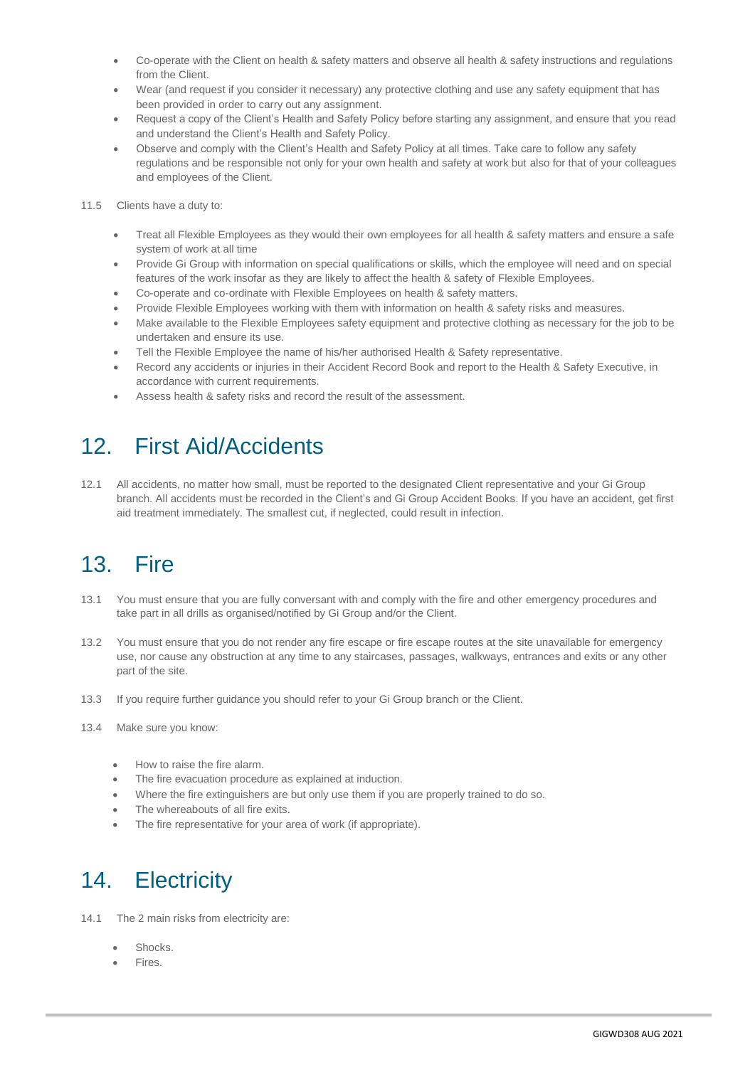- Co-operate with the Client on health & safety matters and observe all health & safety instructions and regulations from the Client.
- Wear (and request if you consider it necessary) any protective clothing and use any safety equipment that has been provided in order to carry out any assignment.
- Request a copy of the Client's Health and Safety Policy before starting any assignment, and ensure that you read and understand the Client's Health and Safety Policy.
- Observe and comply with the Client's Health and Safety Policy at all times. Take care to follow any safety regulations and be responsible not only for your own health and safety at work but also for that of your colleagues and employees of the Client.

11.5 Clients have a duty to:

- Treat all Flexible Employees as they would their own employees for all health & safety matters and ensure a safe system of work at all time
- Provide Gi Group with information on special qualifications or skills, which the employee will need and on special features of the work insofar as they are likely to affect the health & safety of Flexible Employees.
- Co-operate and co-ordinate with Flexible Employees on health & safety matters.
- Provide Flexible Employees working with them with information on health & safety risks and measures.
- Make available to the Flexible Employees safety equipment and protective clothing as necessary for the job to be undertaken and ensure its use.
- Tell the Flexible Employee the name of his/her authorised Health & Safety representative.
- Record any accidents or injuries in their Accident Record Book and report to the Health & Safety Executive, in accordance with current requirements.
- Assess health & safety risks and record the result of the assessment.

## 12. First Aid/Accidents

12.1 All accidents, no matter how small, must be reported to the designated Client representative and your Gi Group branch. All accidents must be recorded in the Client's and Gi Group Accident Books. If you have an accident, get first aid treatment immediately. The smallest cut, if neglected, could result in infection.

## 13. Fire

13.1 You must ensure that you are fully conversant with and comply with the fire and other emergency procedures and take part in all drills as organised/notified by Gi Group and/or the Client.

13.2 You must ensure that you do not render any fire escape or fire escape routes at the site unavailable for emergency use, nor cause any obstruction at any time to any staircases, passages, walkways, entrances and exits or any other part of the site.

13.3 If you require further guidance you should refer to your Gi Group branch or the Client.

13.4 Make sure you know:

- How to raise the fire alarm.
- The fire evacuation procedure as explained at induction.
- Where the fire extinguishers are but only use them if you are properly trained to do so.
- The whereabouts of all fire exits.
- The fire representative for your area of work (if appropriate).

## 14. Electricity

14.1 The 2 main risks from electricity are:

- Shocks.
- Fires.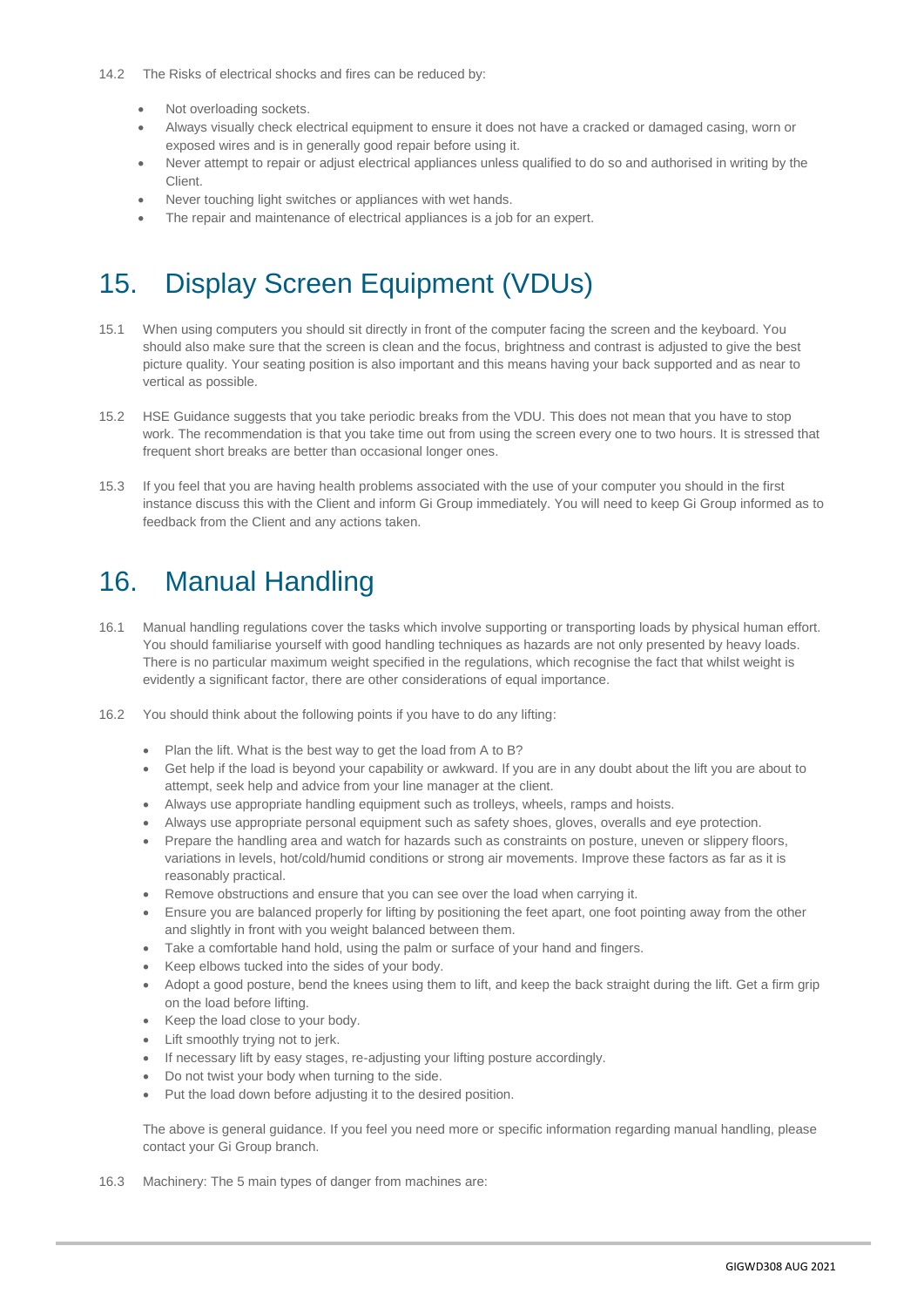14.2 The Risks of electrical shocks and fires can be reduced by:

- Not overloading sockets.
- Always visually check electrical equipment to ensure it does not have a cracked or damaged casing, worn or exposed wires and is in generally good repair before using it.
- Never attempt to repair or adjust electrical appliances unless qualified to do so and authorised in writing by the Client.
- Never touching light switches or appliances with wet hands.
- The repair and maintenance of electrical appliances is a job for an expert.

# 15. Display Screen Equipment (VDUs)

15.1 When using computers you should sit directly in front of the computer facing the screen and the keyboard. You should also make sure that the screen is clean and the focus, brightness and contrast is adjusted to give the best picture quality. Your seating position is also important and this means having your back supported and as near to vertical as possible.

15.2 HSE Guidance suggests that you take periodic breaks from the VDU. This does not mean that you have to stop work. The recommendation is that you take time out from using the screen every one to two hours. It is stressed that frequent short breaks are better than occasional longer ones.

15.3 If you feel that you are having health problems associated with the use of your computer you should in the first instance discuss this with the Client and inform Gi Group immediately. You will need to keep Gi Group informed as to feedback from the Client and any actions taken.

# 16. Manual Handling

16.1 Manual handling regulations cover the tasks which involve supporting or transporting loads by physical human effort. You should familiarise yourself with good handling techniques as hazards are not only presented by heavy loads. There is no particular maximum weight specified in the regulations, which recognise the fact that whilst weight is evidently a significant factor, there are other considerations of equal importance.

16.2 You should think about the following points if you have to do any lifting:

- Plan the lift. What is the best way to get the load from A to B?
- Get help if the load is beyond your capability or awkward. If you are in any doubt about the lift you are about to attempt, seek help and advice from your line manager at the client.
- Always use appropriate handling equipment such as trolleys, wheels, ramps and hoists.
- Always use appropriate personal equipment such as safety shoes, gloves, overalls and eye protection.
- Prepare the handling area and watch for hazards such as constraints on posture, uneven or slippery floors, variations in levels, hot/cold/humid conditions or strong air movements. Improve these factors as far as it is reasonably practical.
- Remove obstructions and ensure that you can see over the load when carrying it.
- Ensure you are balanced properly for lifting by positioning the feet apart, one foot pointing away from the other and slightly in front with you weight balanced between them.
- Take a comfortable hand hold, using the palm or surface of your hand and fingers.
- Keep elbows tucked into the sides of your body.
- Adopt a good posture, bend the knees using them to lift, and keep the back straight during the lift. Get a firm grip on the load before lifting.
- Keep the load close to your body.
- Lift smoothly trying not to jerk.
- If necessary lift by easy stages, re-adjusting your lifting posture accordingly.
- Do not twist your body when turning to the side.
- Put the load down before adjusting it to the desired position.

The above is general guidance. If you feel you need more or specific information regarding manual handling, please contact your Gi Group branch.

16.3 Machinery: The 5 main types of danger from machines are: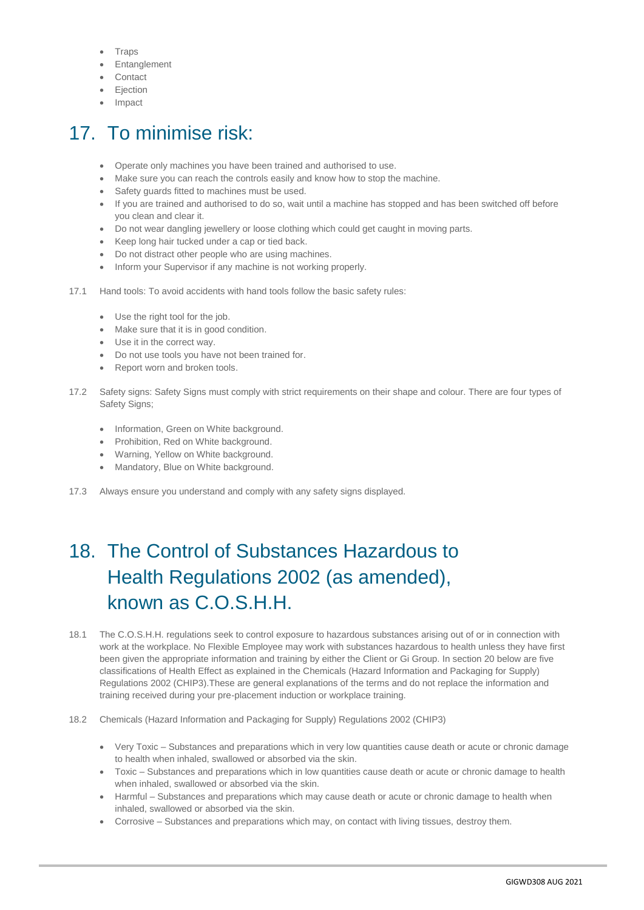- Traps
- Entanglement
- Contact
- Ejection
- Impact

# 17. To minimise risk:

- Operate only machines you have been trained and authorised to use.
- Make sure you can reach the controls easily and know how to stop the machine.
- Safety guards fitted to machines must be used.
- If you are trained and authorised to do so, wait until a machine has stopped and has been switched off before you clean and clear it.
- Do not wear dangling jewellery or loose clothing which could get caught in moving parts.
- Keep long hair tucked under a cap or tied back.
- Do not distract other people who are using machines.
- Inform your Supervisor if any machine is not working properly.

17.1 Hand tools: To avoid accidents with hand tools follow the basic safety rules:

- Use the right tool for the job.
- Make sure that it is in good condition.
- Use it in the correct way.
- Do not use tools you have not been trained for.
- Report worn and broken tools.

17.2 Safety signs: Safety Signs must comply with strict requirements on their shape and colour. There are four types of Safety Signs;

- Information, Green on White background.
- Prohibition, Red on White background.
- Warning, Yellow on White background.
- Mandatory, Blue on White background.

17.3 Always ensure you understand and comply with any safety signs displayed.

# 18. The Control of Substances Hazardous to Health Regulations 2002 (as amended), known as C.O.S.H.H.

18.1 The C.O.S.H.H. regulations seek to control exposure to hazardous substances arising out of or in connection with work at the workplace. No Flexible Employee may work with substances hazardous to health unless they have first been given the appropriate information and training by either the Client or Gi Group. In section 20 below are five classifications of Health Effect as explained in the Chemicals (Hazard Information and Packaging for Supply) Regulations 2002 (CHIP3).These are general explanations of the terms and do not replace the information and training received during your pre-placement induction or workplace training.

18.2 Chemicals (Hazard Information and Packaging for Supply) Regulations 2002 (CHIP3)

- Very Toxic – Substances and preparations which in very low quantities cause death or acute or chronic damage to health when inhaled, swallowed or absorbed via the skin.
- Toxic – Substances and preparations which in low quantities cause death or acute or chronic damage to health when inhaled, swallowed or absorbed via the skin.
- Harmful – Substances and preparations which may cause death or acute or chronic damage to health when inhaled, swallowed or absorbed via the skin.
- Corrosive – Substances and preparations which may, on contact with living tissues, destroy them.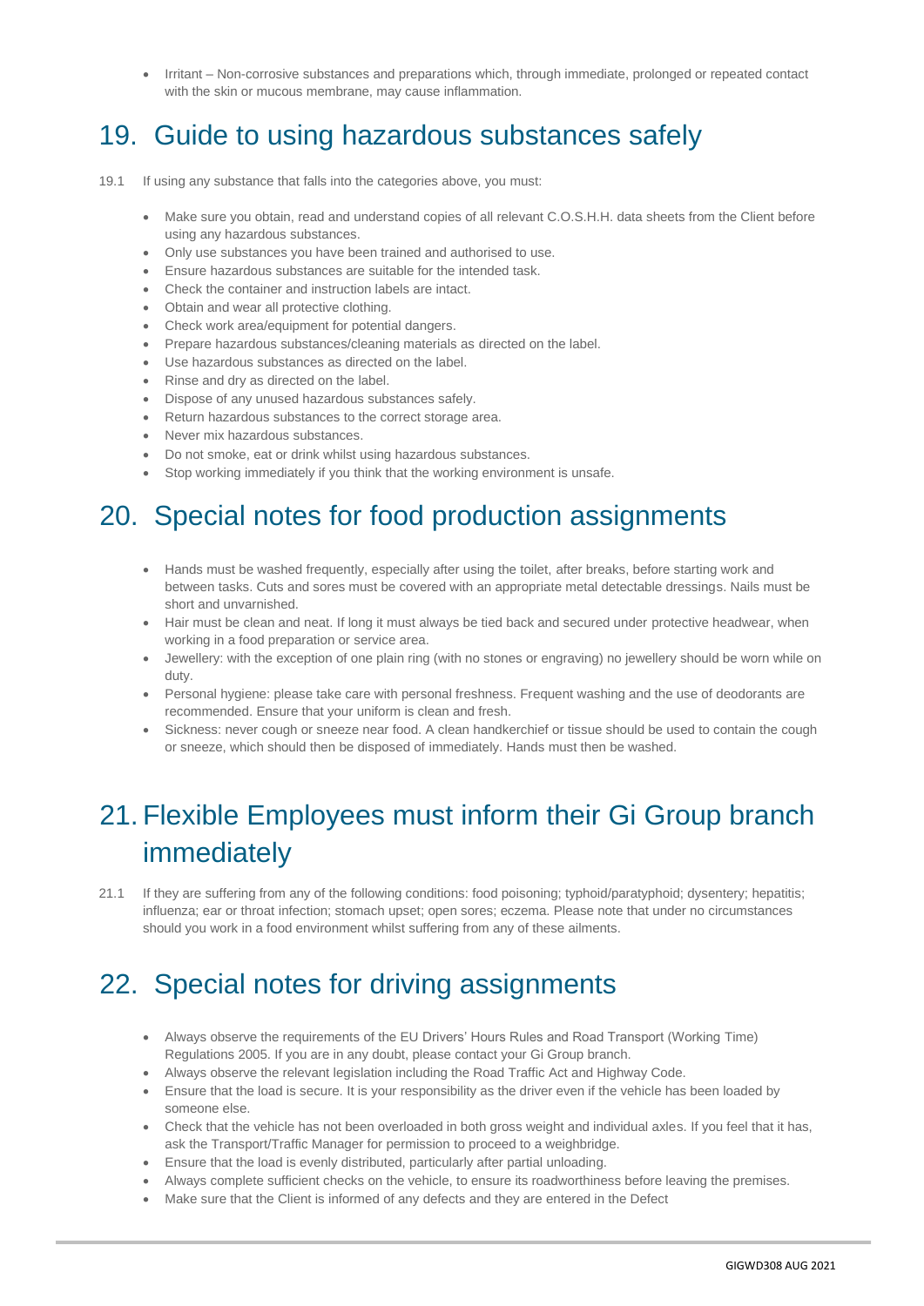- Irritant – Non-corrosive substances and preparations which, through immediate, prolonged or repeated contact with the skin or mucous membrane, may cause inflammation.

## 19. Guide to using hazardous substances safely

19.1 If using any substance that falls into the categories above, you must:

- Make sure you obtain, read and understand copies of all relevant C.O.S.H.H. data sheets from the Client before using any hazardous substances.
- Only use substances you have been trained and authorised to use.
- Ensure hazardous substances are suitable for the intended task.
- Check the container and instruction labels are intact.
- Obtain and wear all protective clothing.
- Check work area/equipment for potential dangers.
- Prepare hazardous substances/cleaning materials as directed on the label.
- Use hazardous substances as directed on the label.
- Rinse and dry as directed on the label.
- Dispose of any unused hazardous substances safely.
- Return hazardous substances to the correct storage area.
- Never mix hazardous substances.
- Do not smoke, eat or drink whilst using hazardous substances.
- Stop working immediately if you think that the working environment is unsafe.

## 20. Special notes for food production assignments

- Hands must be washed frequently, especially after using the toilet, after breaks, before starting work and between tasks. Cuts and sores must be covered with an appropriate metal detectable dressings. Nails must be short and unvarnished.
- Hair must be clean and neat. If long it must always be tied back and secured under protective headwear, when working in a food preparation or service area.
- Jewellery: with the exception of one plain ring (with no stones or engraving) no jewellery should be worn while on duty.
- Personal hygiene: please take care with personal freshness. Frequent washing and the use of deodorants are recommended. Ensure that your uniform is clean and fresh.
- Sickness: never cough or sneeze near food. A clean handkerchief or tissue should be used to contain the cough or sneeze, which should then be disposed of immediately. Hands must then be washed.

## 21. Flexible Employees must inform their Gi Group branch immediately

21.1 If they are suffering from any of the following conditions: food poisoning; typhoid/paratyphoid; dysentery; hepatitis; influenza; ear or throat infection; stomach upset; open sores; eczema. Please note that under no circumstances should you work in a food environment whilst suffering from any of these ailments.

## 22. Special notes for driving assignments

- Always observe the requirements of the EU Drivers' Hours Rules and Road Transport (Working Time) Regulations 2005. If you are in any doubt, please contact your Gi Group branch.
- Always observe the relevant legislation including the Road Traffic Act and Highway Code.
- Ensure that the load is secure. It is your responsibility as the driver even if the vehicle has been loaded by someone else.
- Check that the vehicle has not been overloaded in both gross weight and individual axles. If you feel that it has, ask the Transport/Traffic Manager for permission to proceed to a weighbridge.
- Ensure that the load is evenly distributed, particularly after partial unloading.
- Always complete sufficient checks on the vehicle, to ensure its roadworthiness before leaving the premises.
- Make sure that the Client is informed of any defects and they are entered in the Defect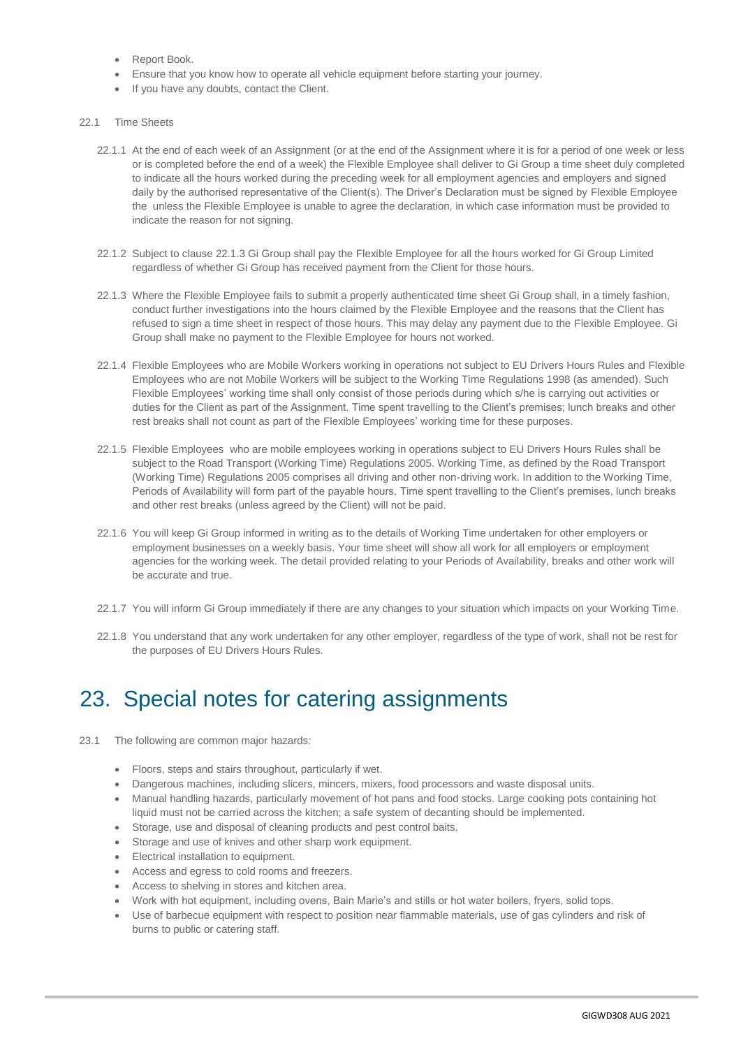- Report Book.
- Ensure that you know how to operate all vehicle equipment before starting your journey.
- If you have any doubts, contact the Client.

22.1 Time Sheets

22.1.1 At the end of each week of an Assignment (or at the end of the Assignment where it is for a period of one week or less or is completed before the end of a week) the Flexible Employee shall deliver to Gi Group a time sheet duly completed to indicate all the hours worked during the preceding week for all employment agencies and employers and signed daily by the authorised representative of the Client(s). The Driver's Declaration must be signed by Flexible Employee the unless the Flexible Employee is unable to agree the declaration, in which case information must be provided to indicate the reason for not signing.

22.1.2 Subject to clause 22.1.3 Gi Group shall pay the Flexible Employee for all the hours worked for Gi Group Limited regardless of whether Gi Group has received payment from the Client for those hours.

22.1.3 Where the Flexible Employee fails to submit a properly authenticated time sheet Gi Group shall, in a timely fashion, conduct further investigations into the hours claimed by the Flexible Employee and the reasons that the Client has refused to sign a time sheet in respect of those hours. This may delay any payment due to the Flexible Employee. Gi Group shall make no payment to the Flexible Employee for hours not worked.

22.1.4 Flexible Employees who are Mobile Workers working in operations not subject to EU Drivers Hours Rules and Flexible Employees who are not Mobile Workers will be subject to the Working Time Regulations 1998 (as amended). Such Flexible Employees' working time shall only consist of those periods during which s/he is carrying out activities or duties for the Client as part of the Assignment. Time spent travelling to the Client's premises; lunch breaks and other rest breaks shall not count as part of the Flexible Employees' working time for these purposes.

22.1.5 Flexible Employees who are mobile employees working in operations subject to EU Drivers Hours Rules shall be subject to the Road Transport (Working Time) Regulations 2005. Working Time, as defined by the Road Transport (Working Time) Regulations 2005 comprises all driving and other non-driving work. In addition to the Working Time, Periods of Availability will form part of the payable hours. Time spent travelling to the Client's premises, lunch breaks and other rest breaks (unless agreed by the Client) will not be paid.

22.1.6 You will keep Gi Group informed in writing as to the details of Working Time undertaken for other employers or employment businesses on a weekly basis. Your time sheet will show all work for all employers or employment agencies for the working week. The detail provided relating to your Periods of Availability, breaks and other work will be accurate and true.

22.1.7 You will inform Gi Group immediately if there are any changes to your situation which impacts on your Working Time.

22.1.8 You understand that any work undertaken for any other employer, regardless of the type of work, shall not be rest for the purposes of EU Drivers Hours Rules.

# 23. Special notes for catering assignments

23.1 The following are common major hazards:

- Floors, steps and stairs throughout, particularly if wet.
- Dangerous machines, including slicers, mincers, mixers, food processors and waste disposal units.
- Manual handling hazards, particularly movement of hot pans and food stocks. Large cooking pots containing hot liquid must not be carried across the kitchen; a safe system of decanting should be implemented.
- Storage, use and disposal of cleaning products and pest control baits.
- Storage and use of knives and other sharp work equipment.
- Electrical installation to equipment.
- Access and egress to cold rooms and freezers.
- Access to shelving in stores and kitchen area.
- Work with hot equipment, including ovens, Bain Marie's and stills or hot water boilers, fryers, solid tops.
- Use of barbecue equipment with respect to position near flammable materials, use of gas cylinders and risk of burns to public or catering staff.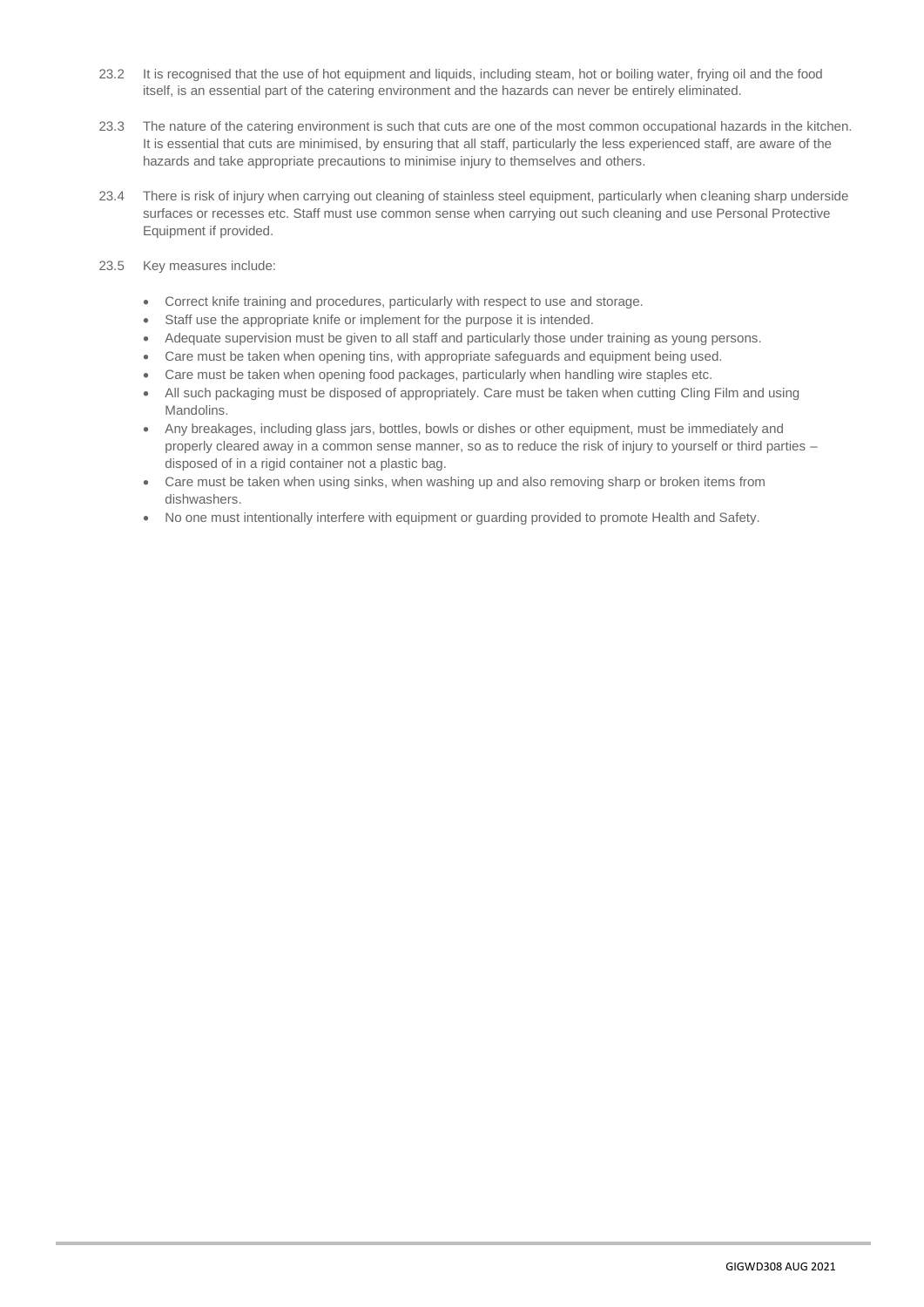23.2 It is recognised that the use of hot equipment and liquids, including steam, hot or boiling water, frying oil and the food itself, is an essential part of the catering environment and the hazards can never be entirely eliminated.

23.3 The nature of the catering environment is such that cuts are one of the most common occupational hazards in the kitchen. It is essential that cuts are minimised, by ensuring that all staff, particularly the less experienced staff, are aware of the hazards and take appropriate precautions to minimise injury to themselves and others.

23.4 There is risk of injury when carrying out cleaning of stainless steel equipment, particularly when cleaning sharp underside surfaces or recesses etc. Staff must use common sense when carrying out such cleaning and use Personal Protective Equipment if provided.

23.5 Key measures include:

- Correct knife training and procedures, particularly with respect to use and storage.
- Staff use the appropriate knife or implement for the purpose it is intended.
- Adequate supervision must be given to all staff and particularly those under training as young persons.
- Care must be taken when opening tins, with appropriate safeguards and equipment being used.
- Care must be taken when opening food packages, particularly when handling wire staples etc.
- All such packaging must be disposed of appropriately. Care must be taken when cutting Cling Film and using Mandolins.
- Any breakages, including glass jars, bottles, bowls or dishes or other equipment, must be immediately and properly cleared away in a common sense manner, so as to reduce the risk of injury to yourself or third parties – disposed of in a rigid container not a plastic bag.
- Care must be taken when using sinks, when washing up and also removing sharp or broken items from dishwashers.
- No one must intentionally interfere with equipment or guarding provided to promote Health and Safety.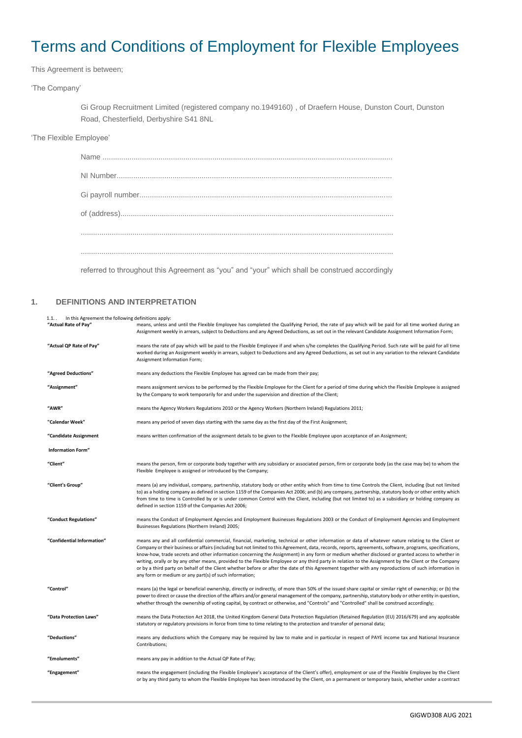# Terms and Conditions of Employment for Flexible Employees

This Agreement is between;

'The Company'

Gi Group Recruitment Limited (registered company no.1949160) , of Draefern House, Dunston Court, Dunston Road, Chesterfield, Derbyshire S41 8NL

'The Flexible Employee'

Name ...........................................................................................................................................

NI Number....................................................................................................................................

Gi payroll number.........................................................................................................................

of (address)...................................................................................................................................

.......................................................................................................................................................

.......................................................................................................................................................

referred to throughout this Agreement as "you" and "your" which shall be construed accordingly

## 1. DEFINITIONS AND INTERPRETATION

1.1. . In this Agreement the following definitions apply:

| | |
|---|---|
| **"Actual Rate of Pay"** | means, unless and until the Flexible Employee has completed the Qualifying Period, the rate of pay which will be paid for all time worked during an Assignment weekly in arrears, subject to Deductions and any Agreed Deductions, as set out in the relevant Candidate Assignment Information Form; |
| **"Actual QP Rate of Pay"** | means the rate of pay which will be paid to the Flexible Employee if and when s/he completes the Qualifying Period. Such rate will be paid for all time worked during an Assignment weekly in arrears, subject to Deductions and any Agreed Deductions, as set out in any variation to the relevant Candidate Assignment Information Form; |
| **"Agreed Deductions"** | means any deductions the Flexible Employee has agreed can be made from their pay; |
| **"Assignment"** | means assignment services to be performed by the Flexible Employee for the Client for a period of time during which the Flexible Employee is assigned by the Company to work temporarily for and under the supervision and direction of the Client; |
| **"AWR"** | means the Agency Workers Regulations 2010 or the Agency Workers (Northern Ireland) Regulations 2011; |
| **"Calendar Week"** | means any period of seven days starting with the same day as the first day of the First Assignment; |
| **"Candidate Assignment Information Form"** | means written confirmation of the assignment details to be given to the Flexible Employee upon acceptance of an Assignment; |
| **"Client"** | means the person, firm or corporate body together with any subsidiary or associated person, firm or corporate body (as the case may be) to whom the Flexible Employee is assigned or introduced by the Company; |
| **"Client's Group"** | means (a) any individual, company, partnership, statutory body or other entity which from time to time Controls the Client, including (but not limited to) as a holding company as defined in section 1159 of the Companies Act 2006; and (b) any company, partnership, statutory body or other entity which from time to time is Controlled by or is under common Control with the Client, including (but not limited to) as a subsidiary or holding company as defined in section 1159 of the Companies Act 2006; |
| **"Conduct Regulations"** | means the Conduct of Employment Agencies and Employment Businesses Regulations 2003 or the Conduct of Employment Agencies and Employment Businesses Regulations (Northern Ireland) 2005; |
| **"Confidential Information"** | means any and all confidential commercial, financial, marketing, technical or other information or data of whatever nature relating to the Client or Company or their business or affairs (including but not limited to this Agreement, data, records, reports, agreements, software, programs, specifications, know-how, trade secrets and other information concerning the Assignment) in any form or medium whether disclosed or granted access to whether in writing, orally or by any other means, provided to the Flexible Employee or any third party in relation to the Assignment by the Client or the Company or by a third party on behalf of the Client whether before or after the date of this Agreement together with any reproductions of such information in any form or medium or any part(s) of such information; |
| **"Control"** | means (a) the legal or beneficial ownership, directly or indirectly, of more than 50% of the issued share capital or similar right of ownership; or (b) the power to direct or cause the direction of the affairs and/or general management of the company, partnership, statutory body or other entity in question, whether through the ownership of voting capital, by contract or otherwise, and "Controls" and "Controlled" shall be construed accordingly; |
| **"Data Protection Laws"** | means the Data Protection Act 2018, the United Kingdom General Data Protection Regulation (Retained Regulation (EU) 2016/679) and any applicable statutory or regulatory provisions in force from time to time relating to the protection and transfer of personal data; |
| **"Deductions"** | means any deductions which the Company may be required by law to make and in particular in respect of PAYE income tax and National Insurance Contributions; |
| **"Emoluments"** | means any pay in addition to the Actual QP Rate of Pay; |
| **"Engagement"** | means the engagement (including the Flexible Employee's acceptance of the Client's offer), employment or use of the Flexible Employee by the Client or by any third party to whom the Flexible Employee has been introduced by the Client, on a permanent or temporary basis, whether under a contract |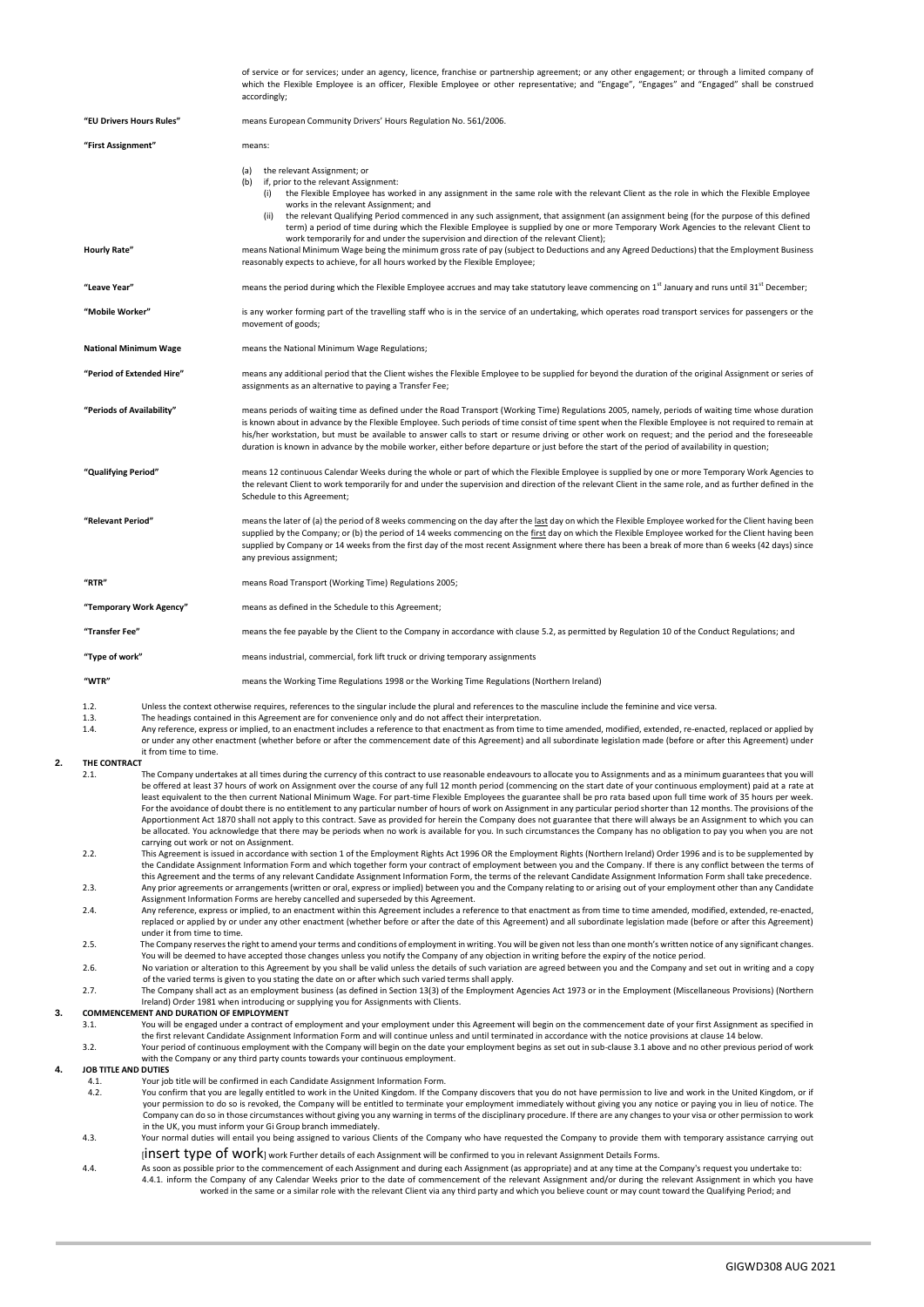of service or for services; under an agency, licence, franchise or partnership agreement; or any other engagement; or through a limited company of which the Flexible Employee is an officer, Flexible Employee or other representative; and "Engage", "Engages" and "Engaged" shall be construed accordingly;

**"EU Drivers Hours Rules"** means European Community Drivers' Hours Regulation No. 561/2006.

**"First Assignment"** means:

(a) the relevant Assignment; or
(b) if, prior to the relevant Assignment:
   (i) the Flexible Employee has worked in any assignment in the same role with the relevant Client as the role in which the Flexible Employee works in the relevant Assignment; and
   (ii) the relevant Qualifying Period commenced in any such assignment, that assignment (an assignment being (for the purpose of this defined term) a period of time during which the Flexible Employee is supplied by one or more Temporary Work Agencies to the relevant Client to work temporarily for and under the supervision and direction of the relevant Client);

**Hourly Rate"** means National Minimum Wage being the minimum gross rate of pay (subject to Deductions and any Agreed Deductions) that the Employment Business reasonably expects to achieve, for all hours worked by the Flexible Employee;

**"Leave Year"** means the period during which the Flexible Employee accrues and may take statutory leave commencing on 1st January and runs until 31st December;

**"Mobile Worker"** is any worker forming part of the travelling staff who is in the service of an undertaking, which operates road transport services for passengers or the movement of goods;

**National Minimum Wage** means the National Minimum Wage Regulations;

**"Period of Extended Hire"** means any additional period that the Client wishes the Flexible Employee to be supplied for beyond the duration of the original Assignment or series of assignments as an alternative to paying a Transfer Fee;

**"Periods of Availability"** means periods of waiting time as defined under the Road Transport (Working Time) Regulations 2005, namely, periods of waiting time whose duration is known in advance by the Flexible Employee. Such periods of time consist of time spent when the Flexible Employee is not required to remain at his/her workstation, but must be available to answer calls to start or resume driving or other work on request; and the period and the foreseeable duration is known in advance by the mobile worker, either before departure or just before the start of the period of availability in question;

**"Qualifying Period"** means 12 continuous Calendar Weeks during the whole or part of which the Flexible Employee is supplied by one or more Temporary Work Agencies to the relevant Client to work temporarily for and under the supervision and direction of the relevant Client in the same role, and as further defined in the Schedule to this Agreement;

**"Relevant Period"** means the later of (a) the period of 8 weeks commencing on the day after the last day on which the Flexible Employee worked for the Client having been supplied by the Company; or (b) the period of 14 weeks commencing on the first day on which the Flexible Employee worked for the Client having been supplied by Company or 14 weeks from the first day of the most recent Assignment where there has been a break of more than 6 weeks (42 days) since any previous assignment;

**"RTR"** means Road Transport (Working Time) Regulations 2005;

**"Temporary Work Agency"** means as defined in the Schedule to this Agreement;

**"Transfer Fee"** means the fee payable by the Client to the Company in accordance with clause 5.2, as permitted by Regulation 10 of the Conduct Regulations; and

**"Type of work"** means industrial, commercial, fork lift truck or driving temporary assignments

**"WTR"** means the Working Time Regulations 1998 or the Working Time Regulations (Northern Ireland)

1.2. Unless the context otherwise requires, references to the singular include the plural and references to the masculine include the feminine and vice versa.

1.3. The headings contained in this Agreement are for convenience only and do not affect their interpretation.

1.4. Any reference, express or implied, to an enactment includes a reference to that enactment as from time to time amended, modified, extended, re-enacted, replaced or applied by or under any other enactment (whether before or after the commencement date of this Agreement) and all subordinate legislation made (before or after this Agreement) under it from time to time.

## 2. THE CONTRACT

2.1. The Company undertakes at all times during the currency of this contract to use reasonable endeavours to allocate you to Assignments and as a minimum guarantees that you will be offered at least 37 hours of work on Assignment over the course of any full 12 month period (commencing on the start date of your continuous employment) paid at a rate at least equivalent to the then current National Minimum Wage. For part-time Flexible Employees the guarantee shall be pro rata based upon full time work of 35 hours per week. For the avoidance of doubt there is no entitlement to any particular number of hours of work on Assignment in any particular period shorter than 12 months. The provisions of the Apportionment Act 1870 shall not apply to this contract. Save as provided for herein the Company does not guarantee that there will always be an Assignment to which you can be allocated. You acknowledge that there may be periods when no work is available for you. In such circumstances the Company has no obligation to pay you when you are not carrying out work or not on Assignment.

2.2. This Agreement is issued in accordance with section 1 of the Employment Rights Act 1996 OR the Employment Rights (Northern Ireland) Order 1996 and is to be supplemented by the Candidate Assignment Information Form and which together form your contract of employment between you and the Company. If there is any conflict between the terms of this Agreement and the terms of any relevant Candidate Assignment Information Form, the terms of the relevant Candidate Assignment Information Form shall take precedence.

2.3. Any prior agreements or arrangements (written or oral, express or implied) between you and the Company relating to or arising out of your employment other than any Candidate Assignment Information Forms are hereby cancelled and superseded by this Agreement.

2.4. Any reference, express or implied, to an enactment within this Agreement includes a reference to that enactment as from time to time amended, modified, extended, re-enacted, replaced or applied by or under any other enactment (whether before or after the date of this Agreement) and all subordinate legislation made (before or after this Agreement) under it from time to time.

2.5. The Company reserves the right to amend your terms and conditions of employment in writing. You will be given not less than one month's written notice of any significant changes. You will be deemed to have accepted those changes unless you notify the Company of any objection in writing before the expiry of the notice period.

2.6. No variation or alteration to this Agreement by you shall be valid unless the details of such variation are agreed between you and the Company and set out in writing and a copy of the varied terms is given to you stating the date on or after which such varied terms shall apply.

2.7. The Company shall act as an employment business (as defined in Section 13(3) of the Employment Agencies Act 1973 or in the Employment (Miscellaneous Provisions) (Northern Ireland) Order 1981 when introducing or supplying you for Assignments with Clients.

## 3. COMMENCEMENT AND DURATION OF EMPLOYMENT

3.1. You will be engaged under a contract of employment and your employment under this Agreement will begin on the commencement date of your first Assignment as specified in the first relevant Candidate Assignment Information Form and will continue unless and until terminated in accordance with the notice provisions at clause 14 below.

3.2. Your period of continuous employment with the Company will begin on the date your employment begins as set out in sub-clause 3.1 above and no other previous period of work with the Company or any third party counts towards your continuous employment.

## 4. JOB TITLE AND DUTIES

4.1. Your job title will be confirmed in each Candidate Assignment Information Form.

4.2. You confirm that you are legally entitled to work in the United Kingdom. If the Company discovers that you do not have permission to live and work in the United Kingdom, or if your permission to do so is revoked, the Company will be entitled to terminate your employment immediately without giving you any notice or paying you in lieu of notice. The Company can do so in those circumstances without giving you any warning in terms of the disciplinary procedure. If there are any changes to your visa or other permission to work in the UK, you must inform your Gi Group branch immediately.

4.3. Your normal duties will entail you being assigned to various Clients of the Company who have requested the Company to provide them with temporary assistance carrying out [insert type of work] work Further details of each Assignment will be confirmed to you in relevant Assignment Details Forms.

4.4. As soon as possible prior to the commencement of each Assignment and during each Assignment (as appropriate) and at any time at the Company's request you undertake to:

4.4.1. inform the Company of any Calendar Weeks prior to the date of commencement of the relevant Assignment and/or during the relevant Assignment in which you have worked in the same or a similar role with the relevant Client via any third party and which you believe count or may count toward the Qualifying Period; and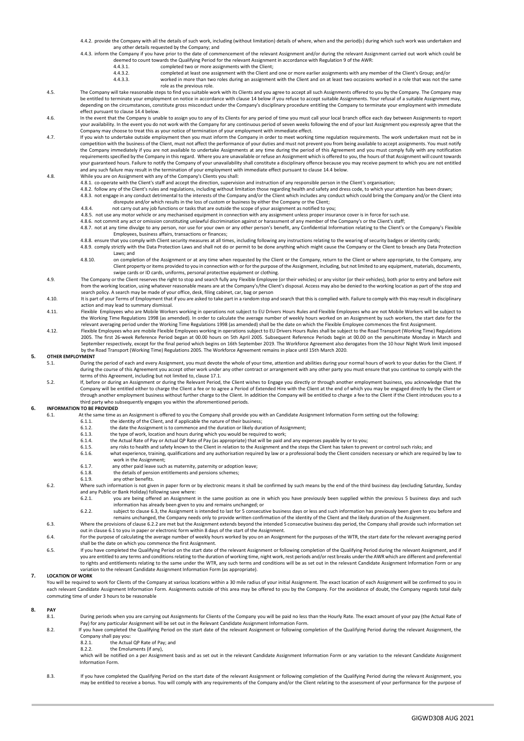4.4.2. provide the Company with all the details of such work, including (without limitation) details of where, when and the period(s) during which such work was undertaken and any other details requested by the Company; and

4.4.3. inform the Company if you have prior to the date of commencement of the relevant Assignment and/or during the relevant Assignment carried out work which could be deemed to count towards the Qualifying Period for the relevant Assignment in accordance with Regulation 9 of the AWR:

4.4.3.1. completed two or more assignments with the Client;

4.4.3.2. completed at least one assignment with the Client and one or more earlier assignments with any member of the Client's Group; and/or

4.4.3.3. worked in more than two roles during an assignment with the Client and on at least two occasions worked in a role that was not the same role as the previous role.

4.5. The Company will take reasonable steps to find you suitable work with its Clients and you agree to accept all such Assignments offered to you by the Company. The Company may be entitled to terminate your employment on notice in accordance with clause 14 below if you refuse to accept suitable Assignments. Your refusal of a suitable Assignment may, depending on the circumstances, constitute gross misconduct under the Company's disciplinary procedure entitling the Company to terminate your employment with immediate effect pursuant to clause 14.4 below.

4.6. In the event that the Company is unable to assign you to any of its Clients for any period of time you must call your local branch office each day between Assignments to report your availability. In the event you do not work with the Company for any continuous period of seven weeks following the end of your last Assignment you expressly agree that the Company may choose to treat this as your notice of termination of your employment with immediate effect.

4.7. If you wish to undertake outside employment then you must inform the Company in order to meet working time regulation requirements. The work undertaken must not be in competition with the business of the Client, must not affect the performance of your duties and must not prevent you from being available to accept assignments. You must notify the Company immediately if you are not available to undertake Assignments at any time during the period of this Agreement and you must comply fully with any notification requirements specified by the Company in this regard. Where you are unavailable or refuse an Assignment which is offered to you, the hours of that Assignment will count towards your guaranteed hours. Failure to notify the Company of your unavailability shall constitute a disciplinary offence because you may receive payment to which you are not entitled and any such failure may result in the termination of your employment with immediate effect pursuant to clause 14.4 below.

4.8. While you are on Assignment with any of the Company's Clients you shall:

4.8.1. co-operate with the Client's staff and accept the direction, supervision and instruction of any responsible person in the Client's organisation;

4.8.2. follow any of the Client's rules and regulations, including without limitation those regarding health and safety and dress code, to which your attention has been drawn;

4.8.3. not engage in any conduct detrimental to the interests of the Company and/or the Client which includes any conduct which could bring the Company and/or the Client into disrepute and/or which results in the loss of custom or business by either the Company or the Client;

4.8.4. not carry out any job functions or tasks that are outside the scope of your assignment as notified to you;

4.8.5. not use any motor vehicle or any mechanised equipment in connection with any assignment unless proper insurance cover is in force for such use.

4.8.6. not commit any act or omission constituting unlawful discrimination against or harassment of any member of the Company's or the Client's staff;

4.8.7. not at any time divulge to any person, nor use for your own or any other person's benefit, any Confidential Information relating to the Client's or the Company's Flexible Employees, business affairs, transactions or finances;

4.8.8. ensure that you comply with Client security measures at all times, including following any instructions relating to the wearing of security badges or identity cards;

4.8.9. comply strictly with the Data Protection Laws and shall not do or permit to be done anything which might cause the Company or the Client to breach any Data Protection Laws; and

4.8.10. on completion of the Assignment or at any time when requested by the Client or the Company, return to the Client or where appropriate, to the Company, any Client property or items provided to you in connection with or for the purpose of the Assignment, including, but not limited to any equipment, materials, documents, swipe cards or ID cards, uniforms, personal protective equipment or clothing.

4.9. The Company or the Client reserves the right to stop and search fully any Flexible Employee (or their vehicles) or any visitor (or their vehicles), both prior to entry and before exit from the working location, using whatever reasonable means are at the Company's/the Client's disposal. Access may also be denied to the working location as part of the stop and search policy. A search may be made of your office, desk, filing cabinet, car, bag or person

4.10. It is part of your Terms of Employment that if you are asked to take part in a random stop and search that this is complied with. Failure to comply with this may result in disciplinary action and may lead to summary dismissal.

4.11. Flexible Employees who are Mobile Workers working in operations not subject to EU Drivers Hours Rules and Flexible Employees who are not Mobile Workers will be subject to the Working Time Regulations 1998 (as amended). In order to calculate the average number of weekly hours worked on an Assignment by such workers, the start date for the relevant averaging period under the Working Time Regulations 1998 (as amended) shall be the date on which the Flexible Employee commences the first Assignment.

4.12. Flexible Employees who are mobile Flexible Employees working in operations subject to EU Drivers Hours Rules shall be subject to the Road Transport (Working Time) Regulations 2005. The first 26-week Reference Period began at 00.00 hours on 5th April 2005. Subsequent Reference Periods begin at 00.00 on the penultimate Monday in March and September respectively, except for the final period which begins on 16th September 2019. The Workforce Agreement also derogates from the 10 hour Night Work limit imposed by the Road Transport (Working Time) Regulations 2005. The Workforce Agreement remains in place until 15th March 2020.

## 5. OTHER EMPLOYMENT

5.1. During the period of each and every Assignment, you must devote the whole of your time, attention and abilities during your normal hours of work to your duties for the Client. If during the course of this Agreement you accept other work under any other contract or arrangement with any other party you must ensure that you continue to comply with the terms of this Agreement, including but not limited to, clause 17.1.

5.2. If, before or during an Assignment or during the Relevant Period, the Client wishes to Engage you directly or through another employment business, you acknowledge that the Company will be entitled either to charge the Client a fee or to agree a Period of Extended Hire with the Client at the end of which you may be engaged directly by the Client or through another employment business without further charge to the Client. In addition the Company will be entitled to charge a fee to the Client if the Client introduces you to a third party who subsequently engages you within the aforementioned periods.

## 6. INFORMATION TO BE PROVIDED

6.1. At the same time as an Assignment is offered to you the Company shall provide you with an Candidate Assignment Information Form setting out the following:

6.1.1. the identity of the Client, and if applicable the nature of their business;

6.1.2. the date the Assignment is to commence and the duration or likely duration of Assignment;

6.1.3. the type of work, location and hours during which you would be required to work;

6.1.4. the Actual Rate of Pay or Actual QP Rate of Pay (as appropriate) that will be paid and any expenses payable by or to you;

6.1.5. any risks to health and safety known to the Client in relation to the Assignment and the steps the Client has taken to prevent or control such risks; and

6.1.6. what experience, training, qualifications and any authorisation required by law or a professional body the Client considers necessary or which are required by law to work in the Assignment;

6.1.7. any other paid leave such as maternity, paternity or adoption leave;

6.1.8. the details of pension entitlements and pensions schemes;

6.1.9. any other benefits.

6.2. Where such information is not given in paper form or by electronic means it shall be confirmed by such means by the end of the third business day (excluding Saturday, Sunday and any Public or Bank Holiday) following save where:

6.2.1. you are being offered an Assignment in the same position as one in which you have previously been supplied within the previous 5 business days and such information has already been given to you and remains unchanged; or

6.2.2. subject to clause 6.3, the Assignment is intended to last for 5 consecutive business days or less and such information has previously been given to you before and remains unchanged, the Company needs only to provide written confirmation of the identity of the Client and the likely duration of the Assignment.

6.3. Where the provisions of clause 6.2.2 are met but the Assignment extends beyond the intended 5 consecutive business day period, the Company shall provide such information set out in clause 6.1 to you in paper or electronic form within 8 days of the start of the Assignment.

6.4. For the purpose of calculating the average number of weekly hours worked by you on an Assignment for the purposes of the WTR, the start date for the relevant averaging period shall be the date on which you commence the first Assignment.

6.5. If you have completed the Qualifying Period on the start date of the relevant Assignment or following completion of the Qualifying Period during the relevant Assignment, and if you are entitled to any terms and conditions relating to the duration of working time, night work, rest periods and/or rest breaks under the AWR which are different and preferential to rights and entitlements relating to the same under the WTR, any such terms and conditions will be as set out in the relevant Candidate Assignment Information Form or any variation to the relevant Candidate Assignment Information Form (as appropriate).

## 7. LOCATION OF WORK

You will be required to work for Clients of the Company at various locations within a 30 mile radius of your initial Assignment. The exact location of each Assignment will be confirmed to you in each relevant Candidate Assignment Information Form. Assignments outside of this area may be offered to you by the Company. For the avoidance of doubt, the Company regards total daily commuting time of under 3 hours to be reasonable

## 8. PAY

8.1. During periods when you are carrying out Assignments for Clients of the Company you will be paid no less than the Hourly Rate. The exact amount of your pay (the Actual Rate of Pay) for any particular Assignment will be set out in the Relevant Candidate Assignment Information Form.

8.2. If you have completed the Qualifying Period on the start date of the relevant Assignment or following completion of the Qualifying Period during the relevant Assignment, the Company shall pay you:

8.2.1. the Actual QP Rate of Pay; and

8.2.2. the Emoluments (if any),

which will be notified on a per Assignment basis and as set out in the relevant Candidate Assignment Information Form or any variation to the relevant Candidate Assignment Information Form.

8.3. If you have completed the Qualifying Period on the start date of the relevant Assignment or following completion of the Qualifying Period during the relevant Assignment, you may be entitled to receive a bonus. You will comply with any requirements of the Company and/or the Client relating to the assessment of your performance for the purpose of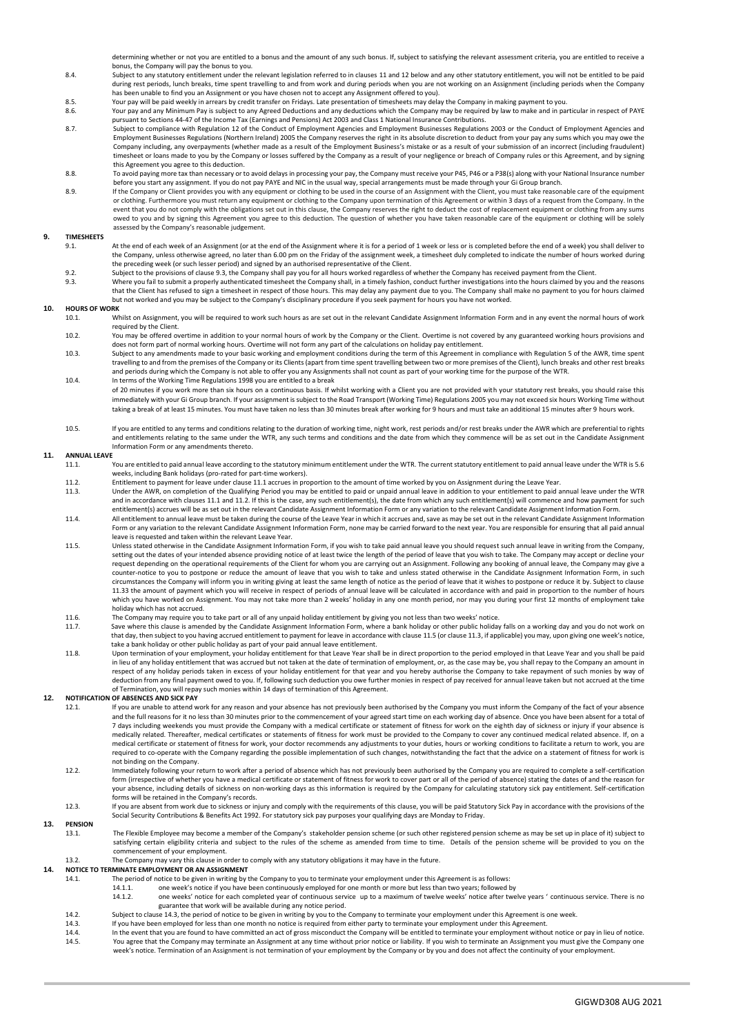determining whether or not you are entitled to a bonus and the amount of any such bonus. If, subject to satisfying the relevant assessment criteria, you are entitled to receive a bonus, the Company will pay the bonus to you.

8.4. Subject to any statutory entitlement under the relevant legislation referred to in clauses 11 and 12 below and any other statutory entitlement, you will not be entitled to be paid during rest periods, lunch breaks, time spent travelling to and from work and during periods when you are not working on an Assignment (including periods when the Company has been unable to find you an Assignment or you have chosen not to accept any Assignment offered to you).

8.5. Your pay will be paid weekly in arrears by credit transfer on Fridays. Late presentation of timesheets may delay the Company in making payment to you.

8.6. Your pay and any Minimum Pay is subject to any Agreed Deductions and any deductions which the Company may be required by law to make and in particular in respect of PAYE pursuant to Sections 44-47 of the Income Tax (Earnings and Pensions) Act 2003 and Class 1 National Insurance Contributions.

8.7. Subject to compliance with Regulation 12 of the Conduct of Employment Agencies and Employment Businesses Regulations 2003 or the Conduct of Employment Agencies and Employment Businesses Regulations (Northern Ireland) 2005 the Company reserves the right in its absolute discretion to deduct from your pay any sums which you may owe the Company including, any overpayments (whether made as a result of the Employment Business's mistake or as a result of your submission of an incorrect (including fraudulent) timesheet or loans made to you by the Company or losses suffered by the Company as a result of your negligence or breach of Company rules or this Agreement, and by signing this Agreement you agree to this deduction.

8.8. To avoid paying more tax than necessary or to avoid delays in processing your pay, the Company must receive your P45, P46 or a P38(s) along with your National Insurance number before you start any assignment. If you do not pay PAYE and NIC in the usual way, special arrangements must be made through your Gi Group branch.

8.9. If the Company or Client provides you with any equipment or clothing to be used in the course of an Assignment with the Client, you must take reasonable care of the equipment or clothing. Furthermore you must return any equipment or clothing to the Company upon termination of this Agreement or within 3 days of a request from the Company. In the event that you do not comply with the obligations set out in this clause, the Company reserves the right to deduct the cost of replacement equipment or clothing from any sums owed to you and by signing this Agreement you agree to this deduction. The question of whether you have taken reasonable care of the equipment or clothing will be solely assessed by the Company's reasonable judgement.

## 9. TIMESHEETS

9.1. At the end of each week of an Assignment (or at the end of the Assignment where it is for a period of 1 week or less or is completed before the end of a week) you shall deliver to the Company, unless otherwise agreed, no later than 6.00 pm on the Friday of the assignment week, a timesheet duly completed to indicate the number of hours worked during the preceding week (or such lesser period) and signed by an authorised representative of the Client.

9.2. Subject to the provisions of clause 9.3, the Company shall pay you for all hours worked regardless of whether the Company has received payment from the Client.

9.3. Where you fail to submit a properly authenticated timesheet the Company shall, in a timely fashion, conduct further investigations into the hours claimed by you and the reasons that the Client has refused to sign a timesheet in respect of those hours. This may delay any payment due to you. The Company shall make no payment to you for hours claimed but not worked and you may be subject to the Company's disciplinary procedure if you seek payment for hours you have not worked.

## 10. HOURS OF WORK

10.1. Whilst on Assignment, you will be required to work such hours as are set out in the relevant Candidate Assignment Information Form and in any event the normal hours of work required by the Client.

10.2. You may be offered overtime in addition to your normal hours of work by the Company or the Client. Overtime is not covered by any guaranteed working hours provisions and does not form part of normal working hours. Overtime will not form any part of the calculations on holiday pay entitlement.

10.3. Subject to any amendments made to your basic working and employment conditions during the term of this Agreement in compliance with Regulation 5 of the AWR, time spent travelling to and from the premises of the Company or its Clients (apart from time spent travelling between two or more premises of the Client), lunch breaks and other rest breaks and periods during which the Company is not able to offer you any Assignments shall not count as part of your working time for the purpose of the WTR.

10.4. In terms of the Working Time Regulations 1998 you are entitled to a break of 20 minutes if you work more than six hours on a continuous basis. If whilst working with a Client you are not provided with your statutory rest breaks, you should raise this immediately with your Gi Group branch. If your assignment is subject to the Road Transport (Working Time) Regulations 2005 you may not exceed six hours Working Time without taking a break of at least 15 minutes. You must have taken no less than 30 minutes break after working for 9 hours and must take an additional 15 minutes after 9 hours work.

10.5. If you are entitled to any terms and conditions relating to the duration of working time, night work, rest periods and/or rest breaks under the AWR which are preferential to rights and entitlements relating to the same under the WTR, any such terms and conditions and the date from which they commence will be as set out in the Candidate Assignment Information Form or any amendments thereto.

## 11. ANNUAL LEAVE

11.1. You are entitled to paid annual leave according to the statutory minimum entitlement under the WTR. The current statutory entitlement to paid annual leave under the WTR is 5.6 weeks, including Bank holidays (pro-rated for part-time workers).

11.2. Entitlement to payment for leave under clause 11.1 accrues in proportion to the amount of time worked by you on Assignment during the Leave Year.

11.3. Under the AWR, on completion of the Qualifying Period you may be entitled to paid or unpaid annual leave in addition to your entitlement to paid annual leave under the WTR and in accordance with clauses 11.1 and 11.2. If this is the case, any such entitlement(s), the date from which any such entitlement(s) will commence and how payment for such entitlement(s) accrues will be as set out in the relevant Candidate Assignment Information Form or any variation to the relevant Candidate Assignment Information Form.

11.4. All entitlement to annual leave must be taken during the course of the Leave Year in which it accrues and, save as may be set out in the relevant Candidate Assignment Information Form or any variation to the relevant Candidate Assignment Information Form, none may be carried forward to the next year. You are responsible for ensuring that all paid annual leave is requested and taken within the relevant Leave Year.

11.5. Unless stated otherwise in the Candidate Assignment Information Form, if you wish to take paid annual leave you should request such annual leave in writing from the Company, setting out the dates of your intended absence providing notice of at least twice the length of the period of leave that you wish to take. The Company may accept or decline your request depending on the operational requirements of the Client for whom you are carrying out an Assignment. Following any booking of annual leave, the Company may give a counter-notice to you to postpone or reduce the amount of leave that you wish to take and unless stated otherwise in the Candidate Assignment Information Form, in such circumstances the Company will inform you in writing giving at least the same length of notice as the period of leave that it wishes to postpone or reduce it by. Subject to clause 11.33 the amount of payment which you will receive in respect of periods of annual leave will be calculated in accordance with and paid in proportion to the number of hours which you have worked on Assignment. You may not take more than 2 weeks' holiday in any one month period, nor may you during your first 12 months of employment take holiday which has not accrued.

11.6. The Company may require you to take part or all of any unpaid holiday entitlement by giving you not less than two weeks' notice.

11.7. Save where this clause is amended by the Candidate Assignment Information Form, where a bank holiday or other public holiday falls on a working day and you do not work on that day, then subject to you having accrued entitlement to payment for leave in accordance with clause 11.5 (or clause 11.3, if applicable) you may, upon giving one week's notice, take a bank holiday or other public holiday as part of your paid annual leave entitlement.

11.8. Upon termination of your employment, your holiday entitlement for that Leave Year shall be in direct proportion to the period employed in that Leave Year and you shall be paid in lieu of any holiday entitlement that was accrued but not taken at the date of termination of employment, or, as the case may be, you shall repay to the Company an amount in respect of any holiday periods taken in excess of your holiday entitlement for that year and you hereby authorise the Company to take repayment of such monies by way of deduction from any final payment owed to you. If, following such deduction you owe further monies in respect of pay received for annual leave taken but not accrued at the time of Termination, you will repay such monies within 14 days of termination of this Agreement.

## 12. NOTIFICATION OF ABSENCES AND SICK PAY

12.1. If you are unable to attend work for any reason and your absence has not previously been authorised by the Company you must inform the Company of the fact of your absence and the full reasons for it no less than 30 minutes prior to the commencement of your agreed start time on each working day of absence. Once you have been absent for a total of 7 days including weekends you must provide the Company with a medical certificate or statement of fitness for work on the eighth day of sickness or injury if your absence is medically related. Thereafter, medical certificates or statements of fitness for work must be provided to the Company to cover any continued medical related absence. If, on a medical certificate or statement of fitness for work, your doctor recommends any adjustments to your duties, hours or working conditions to facilitate a return to work, you are required to co-operate with the Company regarding the possible implementation of such changes, notwithstanding the fact that the advice on a statement of fitness for work is not binding on the Company.

12.2. Immediately following your return to work after a period of absence which has not previously been authorised by the Company you are required to complete a self-certification form (irrespective of whether you have a medical certificate or statement of fitness for work to cover part or all of the period of absence) stating the dates of and the reason for your absence, including details of sickness on non-working days as this information is required by the Company for calculating statutory sick pay entitlement. Self-certification forms will be retained in the Company's records.

12.3. If you are absent from work due to sickness or injury and comply with the requirements of this clause, you will be paid Statutory Sick Pay in accordance with the provisions of the Social Security Contributions & Benefits Act 1992. For statutory sick pay purposes your qualifying days are Monday to Friday.

## 13. PENSION

13.1. The Flexible Employee may become a member of the Company's stakeholder pension scheme (or such other registered pension scheme as may be set up in place of it) subject to satisfying certain eligibility criteria and subject to the rules of the scheme as amended from time to time. Details of the pension scheme will be provided to you on the commencement of your employment.

13.2. The Company may vary this clause in order to comply with any statutory obligations it may have in the future.

## 14. NOTICE TO TERMINATE EMPLOYMENT OR AN ASSIGNMENT

14.1. The period of notice to be given in writing by the Company to you to terminate your employment under this Agreement is as follows:

14.1.1. one week's notice if you have been continuously employed for one month or more but less than two years; followed by

14.1.2. one weeks' notice for each completed year of continuous service up to a maximum of twelve weeks' notice after twelve years ' continuous service. There is no guarantee that work will be available during any notice period.

14.2. Subject to clause 14.3, the period of notice to be given in writing by you to the Company to terminate your employment under this Agreement is one week.

14.3. If you have been employed for less than one month no notice is required from either party to terminate your employment under this Agreement.

14.4. In the event that you are found to have committed an act of gross misconduct the Company will be entitled to terminate your employment without notice or pay in lieu of notice.

14.5. You agree that the Company may terminate an Assignment at any time without prior notice or liability. If you wish to terminate an Assignment you must give the Company one week's notice. Termination of an Assignment is not termination of your employment by the Company or by you and does not affect the continuity of your employment.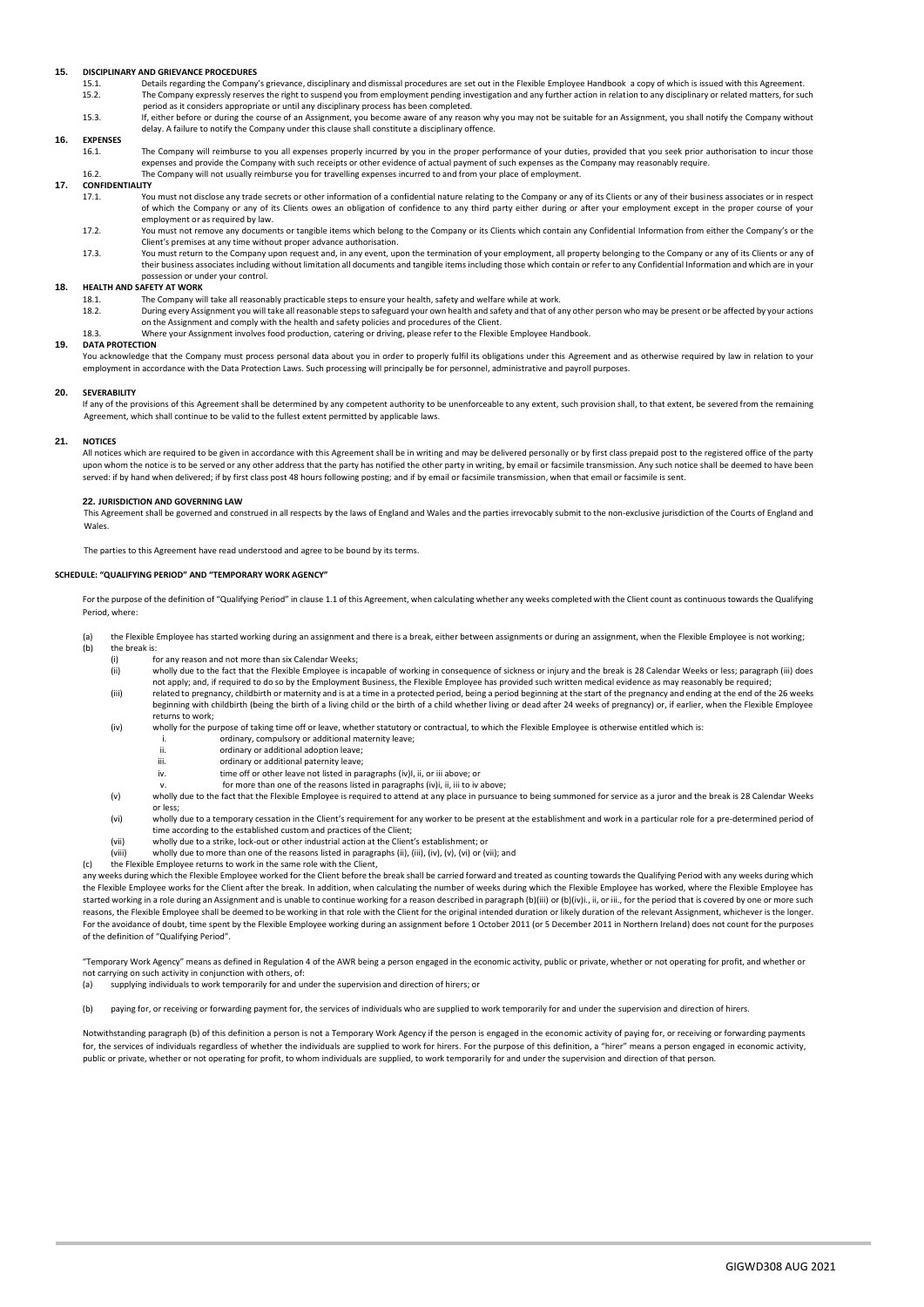## 15. DISCIPLINARY AND GRIEVANCE PROCEDURES

15.1. Details regarding the Company's grievance, disciplinary and dismissal procedures are set out in the Flexible Employee Handbook a copy of which is issued with this Agreement.

15.2. The Company expressly reserves the right to suspend you from employment pending investigation and any further action in relation to any disciplinary or related matters, for such period as it considers appropriate or until any disciplinary process has been completed.

15.3. If, either before or during the course of an Assignment, you become aware of any reason why you may not be suitable for an Assignment, you shall notify the Company without delay. A failure to notify the Company under this clause shall constitute a disciplinary offence.

## 16. EXPENSES

16.1. The Company will reimburse to you all expenses properly incurred by you in the proper performance of your duties, provided that you seek prior authorisation to incur those expenses and provide the Company with such receipts or other evidence of actual payment of such expenses as the Company may reasonably require.

16.2. The Company will not usually reimburse you for travelling expenses incurred to and from your place of employment.

## 17. CONFIDENTIALITY

17.1. You must not disclose any trade secrets or other information of a confidential nature relating to the Company or any of its Clients or any of their business associates or in respect of which the Company or any of its Clients owes an obligation of confidence to any third party either during or after your employment except in the proper course of your employment or as required by law.

17.2. You must not remove any documents or tangible items which belong to the Company or its Clients which contain any Confidential Information from either the Company's or the Client's premises at any time without proper advance authorisation.

17.3. You must return to the Company upon request and, in any event, upon the termination of your employment, all property belonging to the Company or any of its Clients or any of their business associates including without limitation all documents and tangible items including those which contain or refer to any Confidential Information and which are in your possession or under your control.

## 18. HEALTH AND SAFETY AT WORK

18.1. The Company will take all reasonably practicable steps to ensure your health, safety and welfare while at work.

18.2. During every Assignment you will take all reasonable steps to safeguard your own health and safety and that of any other person who may be present or be affected by your actions on the Assignment and comply with the health and safety policies and procedures of the Client.

18.3. Where your Assignment involves food production, catering or driving, please refer to the Flexible Employee Handbook.

## 19. DATA PROTECTION

You acknowledge that the Company must process personal data about you in order to properly fulfil its obligations under this Agreement and as otherwise required by law in relation to your employment in accordance with the Data Protection Laws. Such processing will principally be for personnel, administrative and payroll purposes.

## 20. SEVERABILITY

If any of the provisions of this Agreement shall be determined by any competent authority to be unenforceable to any extent, such provision shall, to that extent, be severed from the remaining Agreement, which shall continue to be valid to the fullest extent permitted by applicable laws.

## 21. NOTICES

All notices which are required to be given in accordance with this Agreement shall be in writing and may be delivered personally or by first class prepaid post to the registered office of the party upon whom the notice is to be served or any other address that the party has notified the other party in writing, by email or facsimile transmission. Any such notice shall be deemed to have been served: if by hand when delivered; if by first class post 48 hours following posting; and if by email or facsimile transmission, when that email or facsimile is sent.

## 22. JURISDICTION AND GOVERNING LAW

This Agreement shall be governed and construed in all respects by the laws of England and Wales and the parties irrevocably submit to the non-exclusive jurisdiction of the Courts of England and Wales.

The parties to this Agreement have read understood and agree to be bound by its terms.

## SCHEDULE: "QUALIFYING PERIOD" AND "TEMPORARY WORK AGENCY"

For the purpose of the definition of "Qualifying Period" in clause 1.1 of this Agreement, when calculating whether any weeks completed with the Client count as continuous towards the Qualifying Period, where:

(a) the Flexible Employee has started working during an assignment and there is a break, either between assignments or during an assignment, when the Flexible Employee is not working;

(b) the break is:

- (i) for any reason and not more than six Calendar Weeks;
- (ii) wholly due to the fact that the Flexible Employee is incapable of working in consequence of sickness or injury and the break is 28 Calendar Weeks or less; paragraph (iii) does not apply; and, if required to do so by the Employment Business, the Flexible Employee has provided such written medical evidence as may reasonably be required;
- (iii) related to pregnancy, childbirth or maternity and is at a time in a protected period, being a period beginning at the start of the pregnancy and ending at the end of the 26 weeks beginning with childbirth (being the birth of a living child or the birth of a child whether living or dead after 24 weeks of pregnancy) or, if earlier, when the Flexible Employee returns to work;
- (iv) wholly for the purpose of taking time off or leave, whether statutory or contractual, to which the Flexible Employee is otherwise entitled which is:
  - i. ordinary, compulsory or additional maternity leave;
  - ii. ordinary or additional adoption leave;
  - iii. ordinary or additional paternity leave;
  - iv. time off or other leave not listed in paragraphs (iv)I, ii, or iii above; or
  - v. for more than one of the reasons listed in paragraphs (iv)i, ii, iii to iv above;
- (v) wholly due to the fact that the Flexible Employee is required to attend at any place in pursuance to being summoned for service as a juror and the break is 28 Calendar Weeks or less;
- (vi) wholly due to a temporary cessation in the Client's requirement for any worker to be present at the establishment and work in a particular role for a pre-determined period of time according to the established custom and practices of the Client;
- (vii) wholly due to a strike, lock-out or other industrial action at the Client's establishment; or
- (viii) wholly due to more than one of the reasons listed in paragraphs (ii), (iii), (iv), (v), (vi) or (vii); and

(c) the Flexible Employee returns to work in the same role with the Client,

any weeks during which the Flexible Employee worked for the Client before the break shall be carried forward and treated as counting towards the Qualifying Period with any weeks during which the Flexible Employee works for the Client after the break. In addition, when calculating the number of weeks during which the Flexible Employee has worked, where the Flexible Employee has started working in a role during an Assignment and is unable to continue working for a reason described in paragraph (b)(iii) or (b)(iv)i., ii, or iii., for the period that is covered by one or more such reasons, the Flexible Employee shall be deemed to be working in that role with the Client for the original intended duration or likely duration of the relevant Assignment, whichever is the longer. For the avoidance of doubt, time spent by the Flexible Employee working during an assignment before 1 October 2011 (or 5 December 2011 in Northern Ireland) does not count for the purposes of the definition of "Qualifying Period".

"Temporary Work Agency" means as defined in Regulation 4 of the AWR being a person engaged in the economic activity, public or private, whether or not operating for profit, and whether or not carrying on such activity in conjunction with others, of:

(a) supplying individuals to work temporarily for and under the supervision and direction of hirers; or

(b) paying for, or receiving or forwarding payment for, the services of individuals who are supplied to work temporarily for and under the supervision and direction of hirers.

Notwithstanding paragraph (b) of this definition a person is not a Temporary Work Agency if the person is engaged in the economic activity of paying for, or receiving or forwarding payments for, the services of individuals regardless of whether the individuals are supplied to work for hirers. For the purpose of this definition, a "hirer" means a person engaged in economic activity, public or private, whether or not operating for profit, to whom individuals are supplied, to work temporarily for and under the supervision and direction of that person.

GIGWD308 AUG 2021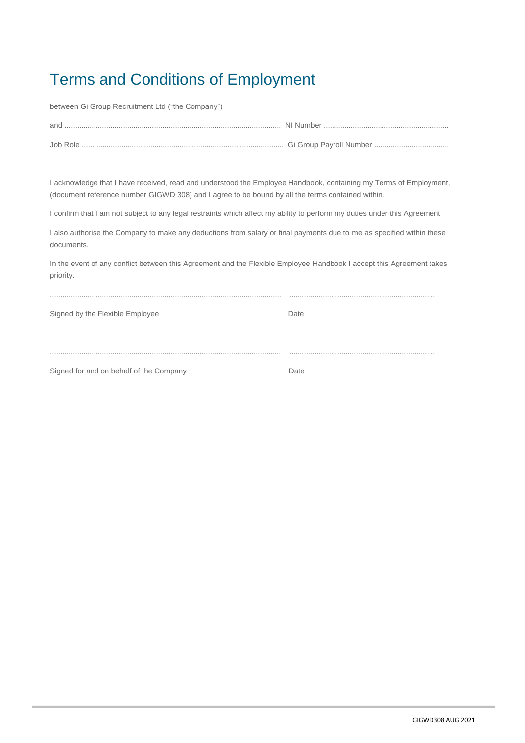# Terms and Conditions of Employment

between Gi Group Recruitment Ltd ("the Company")

and ........................................................................................................ NI Number ............................................................

Job Role ................................................................................................. Gi Group Payroll Number ....................................

I acknowledge that I have received, read and understood the Employee Handbook, containing my Terms of Employment, (document reference number GIGWD 308) and I agree to be bound by all the terms contained within.

I confirm that I am not subject to any legal restraints which affect my ability to perform my duties under this Agreement

I also authorise the Company to make any deductions from salary or final payments due to me as specified within these documents.

In the event of any conflict between this Agreement and the Flexible Employee Handbook I accept this Agreement takes priority.

................................................................................................................ ......................................................................

Signed by the Flexible Employee Date

................................................................................................................ ......................................................................

Signed for and on behalf of the Company Date

GIGWD308 AUG 2021